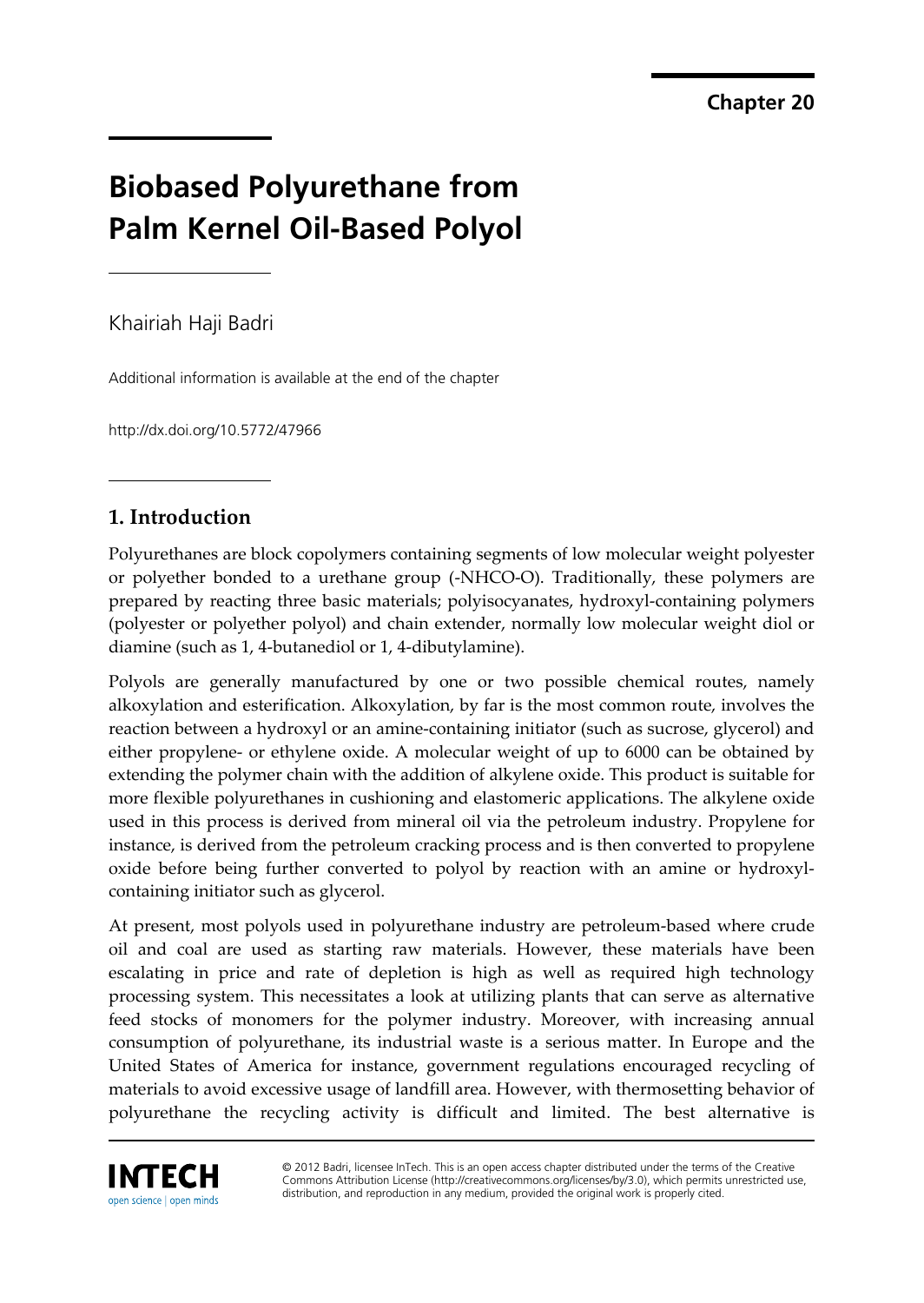Chapter 20

# Biobased Polyurethane from Palm Kernel Oil-Based Polyol

Khairiah Haji Badri

Additional information is available at the end of the chapter

http://dx.doi.org/10.5772/47966

## 1. Introduction

Polyurethanes are block copolymers containing segments of low molecular weight polyester or polyether bonded to a urethane group (-NHCO-O). Traditionally, these polymers are prepared by reacting three basic materials; polyisocyanates, hydroxyl-containing polymers (polyester or polyether polyol) and chain extender, normally low molecular weight diol or diamine (such as 1, 4-butanediol or 1, 4-dibutylamine).

Polyols are generally manufactured by one or two possible chemical routes, namely alkoxylation and esterification. Alkoxylation, by far is the most common route, involves the reaction between a hydroxyl or an amine-containing initiator (such as sucrose, glycerol) and either propylene- or ethylene oxide. A molecular weight of up to 6000 can be obtained by extending the polymer chain with the addition of alkylene oxide. This product is suitable for more flexible polyurethanes in cushioning and elastomeric applications. The alkylene oxide used in this process is derived from mineral oil via the petroleum industry. Propylene for instance, is derived from the petroleum cracking process and is then converted to propylene oxide before being further converted to polyol by reaction with an amine or hydroxyl-containing initiator such as glycerol.

At present, most polyols used in polyurethane industry are petroleum-based where crude oil and coal are used as starting raw materials. However, these materials have been escalating in price and rate of depletion is high as well as required high technology processing system. This necessitates a look at utilizing plants that can serve as alternative feed stocks of monomers for the polymer industry. Moreover, with increasing annual consumption of polyurethane, its industrial waste is a serious matter. In Europe and the United States of America for instance, government regulations encouraged recycling of materials to avoid excessive usage of landfill area. However, with thermosetting behavior of polyurethane the recycling activity is difficult and limited. The best alternative is

© 2012 Badri, licensee InTech. This is an open access chapter distributed under the terms of the Creative Commons Attribution License (http://creativecommons.org/licenses/by/3.0), which permits unrestricted use, distribution, and reproduction in any medium, provided the original work is properly cited.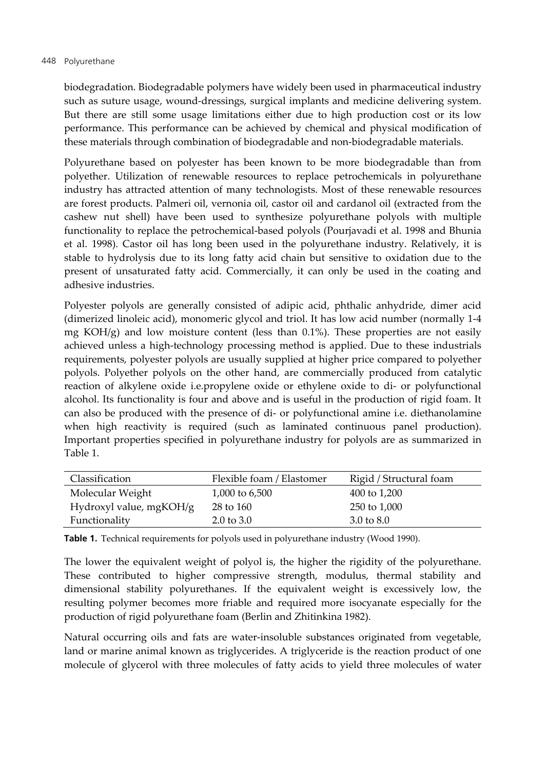biodegradation. Biodegradable polymers have widely been used in pharmaceutical industry such as suture usage, wound-dressings, surgical implants and medicine delivering system. But there are still some usage limitations either due to high production cost or its low performance. This performance can be achieved by chemical and physical modification of these materials through combination of biodegradable and non-biodegradable materials.

Polyurethane based on polyester has been known to be more biodegradable than from polyether. Utilization of renewable resources to replace petrochemicals in polyurethane industry has attracted attention of many technologists. Most of these renewable resources are forest products. Palmeri oil, vernonia oil, castor oil and cardanol oil (extracted from the cashew nut shell) have been used to synthesize polyurethane polyols with multiple functionality to replace the petrochemical-based polyols (Pourjavadi et al. 1998 and Bhunia et al. 1998). Castor oil has long been used in the polyurethane industry. Relatively, it is stable to hydrolysis due to its long fatty acid chain but sensitive to oxidation due to the present of unsaturated fatty acid. Commercially, it can only be used in the coating and adhesive industries.

Polyester polyols are generally consisted of adipic acid, phthalic anhydride, dimer acid (dimerized linoleic acid), monomeric glycol and triol. It has low acid number (normally 1-4 mg KOH/g) and low moisture content (less than 0.1%). These properties are not easily achieved unless a high-technology processing method is applied. Due to these industrials requirements, polyester polyols are usually supplied at higher price compared to polyether polyols. Polyether polyols on the other hand, are commercially produced from catalytic reaction of alkylene oxide i.e.propylene oxide or ethylene oxide to di- or polyfunctional alcohol. Its functionality is four and above and is useful in the production of rigid foam. It can also be produced with the presence of di- or polyfunctional amine i.e. diethanolamine when high reactivity is required (such as laminated continuous panel production). Important properties specified in polyurethane industry for polyols are as summarized in Table 1.

| Classification | Flexible foam / Elastomer | Rigid / Structural foam |
|---|---|---|
| Molecular Weight | 1,000 to 6,500 | 400 to 1,200 |
| Hydroxyl value, mgKOH/g | 28 to 160 | 250 to 1,000 |
| Functionality | 2.0 to 3.0 | 3.0 to 8.0 |

**Table 1.** Technical requirements for polyols used in polyurethane industry (Wood 1990).

The lower the equivalent weight of polyol is, the higher the rigidity of the polyurethane. These contributed to higher compressive strength, modulus, thermal stability and dimensional stability polyurethanes. If the equivalent weight is excessively low, the resulting polymer becomes more friable and required more isocyanate especially for the production of rigid polyurethane foam (Berlin and Zhitinkina 1982).

Natural occurring oils and fats are water-insoluble substances originated from vegetable, land or marine animal known as triglycerides. A triglyceride is the reaction product of one molecule of glycerol with three molecules of fatty acids to yield three molecules of water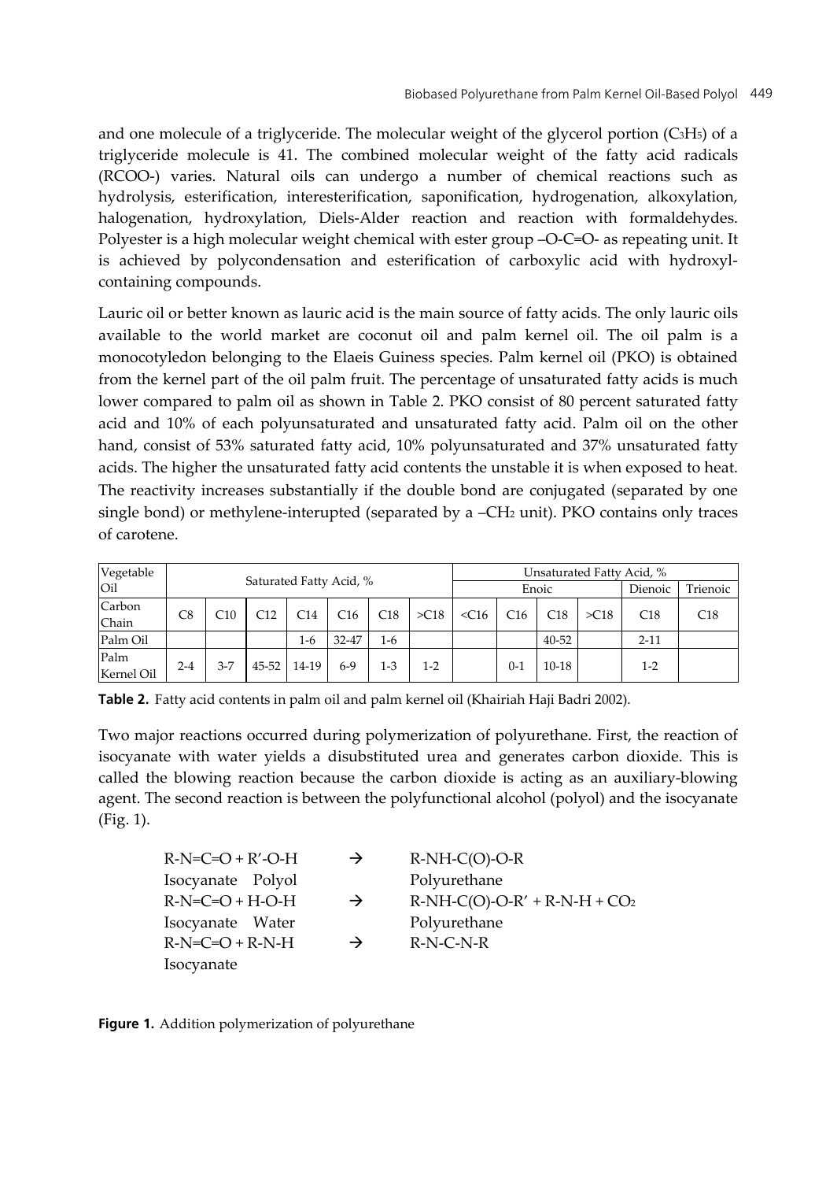and one molecule of a triglyceride. The molecular weight of the glycerol portion ($C_3H_5$) of a triglyceride molecule is 41. The combined molecular weight of the fatty acid radicals (RCOO-) varies. Natural oils can undergo a number of chemical reactions such as hydrolysis, esterification, interesterification, saponification, hydrogenation, alkoxylation, halogenation, hydroxylation, Diels-Alder reaction and reaction with formaldehydes. Polyester is a high molecular weight chemical with ester group –O-C=O- as repeating unit. It is achieved by polycondensation and esterification of carboxylic acid with hydroxyl-containing compounds.

Lauric oil or better known as lauric acid is the main source of fatty acids. The only lauric oils available to the world market are coconut oil and palm kernel oil. The oil palm is a monocotyledon belonging to the Elaeis Guiness species. Palm kernel oil (PKO) is obtained from the kernel part of the oil palm fruit. The percentage of unsaturated fatty acids is much lower compared to palm oil as shown in Table 2. PKO consist of 80 percent saturated fatty acid and 10% of each polyunsaturated and unsaturated fatty acid. Palm oil on the other hand, consist of 53% saturated fatty acid, 10% polyunsaturated and 37% unsaturated fatty acids. The higher the unsaturated fatty acid contents the unstable it is when exposed to heat. The reactivity increases substantially if the double bond are conjugated (separated by one single bond) or methylene-interupted (separated by a $–CH_2$ unit). PKO contains only traces of carotene.

| Vegetable Oil | Saturated Fatty Acid, % | | | | | | | Unsaturated Fatty Acid, % | | | | | |
|---|---|---|---|---|---|---|---|---|---|---|---|---|---|
| | | | | | | | | Enoic | | | | Dienoic | Trienoic |
| Carbon Chain | C8 | C10 | C12 | C14 | C16 | C18 | >C18 | <C16 | C16 | C18 | >C18 | C18 | C18 |
| Palm Oil | | | | 1-6 | 32-47 | 1-6 | | | | 40-52 | | 2-11 | |
| Palm Kernel Oil | 2-4 | 3-7 | 45-52 | 14-19 | 6-9 | 1-3 | 1-2 | | 0-1 | 10-18 | | 1-2 | |

**Table 2.** Fatty acid contents in palm oil and palm kernel oil (Khairiah Haji Badri 2002).

Two major reactions occurred during polymerization of polyurethane. First, the reaction of isocyanate with water yields a disubstituted urea and generates carbon dioxide. This is called the blowing reaction because the carbon dioxide is acting as an auxiliary-blowing agent. The second reaction is between the polyfunctional alcohol (polyol) and the isocyanate (Fig. 1).

| | | |
|---|---|---|
| R-N=C=O + R'-O-H | → | R-NH-C(O)-O-R |
| Isocyanate Polyol | | Polyurethane |
| R-N=C=O + H-O-H | → | R-NH-C(O)-O-R' + R-N-H + $CO_2$ |
| Isocyanate Water | | Polyurethane |
| R-N=C=O + R-N-H | → | R-N-C-N-R |
| Isocyanate | | |

**Figure 1.** Addition polymerization of polyurethane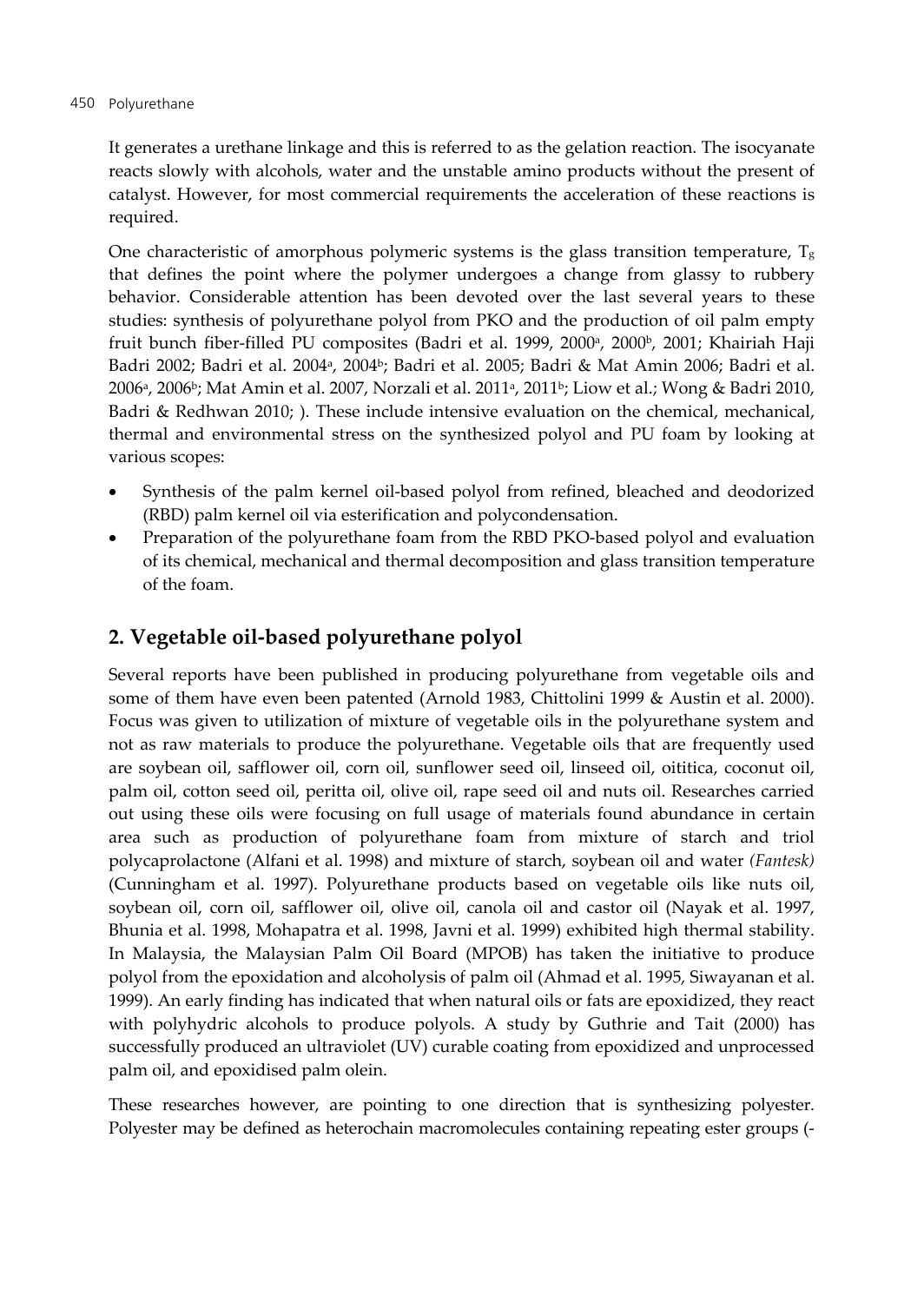It generates a urethane linkage and this is referred to as the gelation reaction. The isocyanate reacts slowly with alcohols, water and the unstable amino products without the present of catalyst. However, for most commercial requirements the acceleration of these reactions is required.

One characteristic of amorphous polymeric systems is the glass transition temperature, $T_g$ that defines the point where the polymer undergoes a change from glassy to rubbery behavior. Considerable attention has been devoted over the last several years to these studies: synthesis of polyurethane polyol from PKO and the production of oil palm empty fruit bunch fiber-filled PU composites (Badri et al. 1999, 2000[a], 2000[b], 2001; Khairiah Haji Badri 2002; Badri et al. 2004[a], 2004[b]; Badri et al. 2005; Badri & Mat Amin 2006; Badri et al. 2006[a], 2006[b]; Mat Amin et al. 2007, Norzali et al. 2011[a], 2011[b]; Liow et al.; Wong & Badri 2010, Badri & Redhwan 2010; ). These include intensive evaluation on the chemical, mechanical, thermal and environmental stress on the synthesized polyol and PU foam by looking at various scopes:

- Synthesis of the palm kernel oil-based polyol from refined, bleached and deodorized (RBD) palm kernel oil via esterification and polycondensation.
- Preparation of the polyurethane foam from the RBD PKO-based polyol and evaluation of its chemical, mechanical and thermal decomposition and glass transition temperature of the foam.

## 2. Vegetable oil-based polyurethane polyol

Several reports have been published in producing polyurethane from vegetable oils and some of them have even been patented (Arnold 1983, Chittolini 1999 & Austin et al. 2000). Focus was given to utilization of mixture of vegetable oils in the polyurethane system and not as raw materials to produce the polyurethane. Vegetable oils that are frequently used are soybean oil, safflower oil, corn oil, sunflower seed oil, linseed oil, oititica, coconut oil, palm oil, cotton seed oil, peritta oil, olive oil, rape seed oil and nuts oil. Researches carried out using these oils were focusing on full usage of materials found abundance in certain area such as production of polyurethane foam from mixture of starch and triol polycaprolactone (Alfani et al. 1998) and mixture of starch, soybean oil and water *(Fantesk)* (Cunningham et al. 1997). Polyurethane products based on vegetable oils like nuts oil, soybean oil, corn oil, safflower oil, olive oil, canola oil and castor oil (Nayak et al. 1997, Bhunia et al. 1998, Mohapatra et al. 1998, Javni et al. 1999) exhibited high thermal stability. In Malaysia, the Malaysian Palm Oil Board (MPOB) has taken the initiative to produce polyol from the epoxidation and alcoholysis of palm oil (Ahmad et al. 1995, Siwayanan et al. 1999). An early finding has indicated that when natural oils or fats are epoxidized, they react with polyhydric alcohols to produce polyols. A study by Guthrie and Tait (2000) has successfully produced an ultraviolet (UV) curable coating from epoxidized and unprocessed palm oil, and epoxidised palm olein.

These researches however, are pointing to one direction that is synthesizing polyester. Polyester may be defined as heterochain macromolecules containing repeating ester groups (-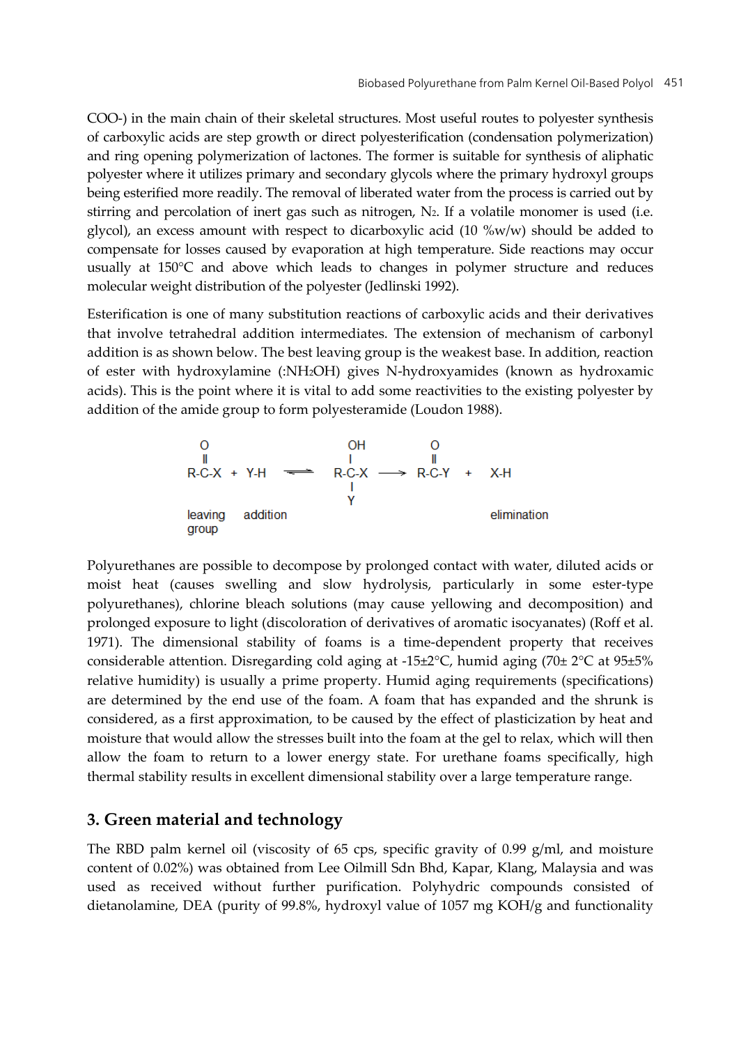COO-) in the main chain of their skeletal structures. Most useful routes to polyester synthesis of carboxylic acids are step growth or direct polyesterification (condensation polymerization) and ring opening polymerization of lactones. The former is suitable for synthesis of aliphatic polyester where it utilizes primary and secondary glycols where the primary hydroxyl groups being esterified more readily. The removal of liberated water from the process is carried out by stirring and percolation of inert gas such as nitrogen, $N_2$. If a volatile monomer is used (i.e. glycol), an excess amount with respect to dicarboxylic acid (10 %w/w) should be added to compensate for losses caused by evaporation at high temperature. Side reactions may occur usually at 150°C and above which leads to changes in polymer structure and reduces molecular weight distribution of the polyester (Jedlinski 1992).

Esterification is one of many substitution reactions of carboxylic acids and their derivatives that involve tetrahedral addition intermediates. The extension of mechanism of carbonyl addition is as shown below. The best leaving group is the weakest base. In addition, reaction of ester with hydroxylamine (:$NH_2OH$) gives N-hydroxyamides (known as hydroxamic acids). This is the point where it is vital to add some reactivities to the existing polyester by addition of the amide group to form polyesteramide (Loudon 1988).

$$\mathrm{R{-}\overset{\displaystyle O}{\overset{\|}{C}}{-}X} + \mathrm{Y{-}H} \rightleftharpoons \mathrm{R{-}\overset{\displaystyle OH}{\overset{|}{\underset{\underset{\displaystyle Y}{|}}{C}}}{-}X} \longrightarrow \mathrm{R{-}\overset{\displaystyle O}{\overset{\|}{C}}{-}Y} + \mathrm{X{-}H}$$

leaving group &nbsp;&nbsp; addition &nbsp;&nbsp;&nbsp;&nbsp;&nbsp;&nbsp;&nbsp;&nbsp;&nbsp;&nbsp;&nbsp;&nbsp;&nbsp;&nbsp;&nbsp;&nbsp; elimination

Polyurethanes are possible to decompose by prolonged contact with water, diluted acids or moist heat (causes swelling and slow hydrolysis, particularly in some ester-type polyurethanes), chlorine bleach solutions (may cause yellowing and decomposition) and prolonged exposure to light (discoloration of derivatives of aromatic isocyanates) (Roff et al. 1971). The dimensional stability of foams is a time-dependent property that receives considerable attention. Disregarding cold aging at -15±2°C, humid aging (70± 2°C at 95±5% relative humidity) is usually a prime property. Humid aging requirements (specifications) are determined by the end use of the foam. A foam that has expanded and the shrunk is considered, as a first approximation, to be caused by the effect of plasticization by heat and moisture that would allow the stresses built into the foam at the gel to relax, which will then allow the foam to return to a lower energy state. For urethane foams specifically, high thermal stability results in excellent dimensional stability over a large temperature range.

## 3. Green material and technology

The RBD palm kernel oil (viscosity of 65 cps, specific gravity of 0.99 g/ml, and moisture content of 0.02%) was obtained from Lee Oilmill Sdn Bhd, Kapar, Klang, Malaysia and was used as received without further purification. Polyhydric compounds consisted of dietanolamine, DEA (purity of 99.8%, hydroxyl value of 1057 mg KOH/g and functionality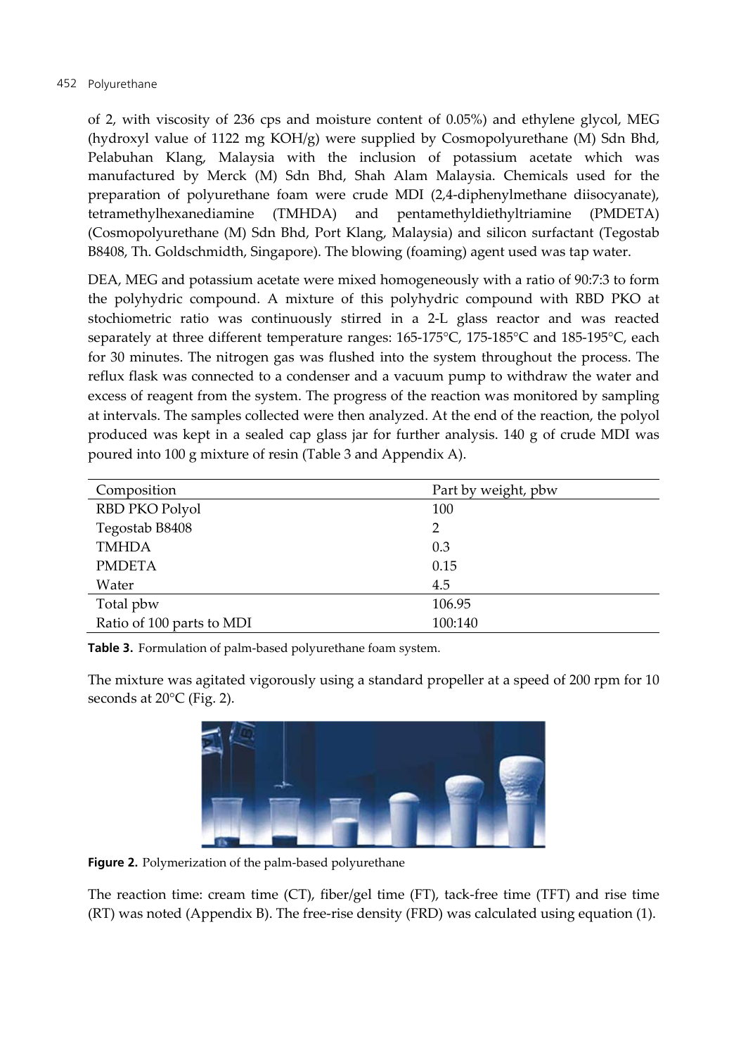of 2, with viscosity of 236 cps and moisture content of 0.05%) and ethylene glycol, MEG (hydroxyl value of 1122 mg KOH/g) were supplied by Cosmopolyurethane (M) Sdn Bhd, Pelabuhan Klang, Malaysia with the inclusion of potassium acetate which was manufactured by Merck (M) Sdn Bhd, Shah Alam Malaysia. Chemicals used for the preparation of polyurethane foam were crude MDI (2,4-diphenylmethane diisocyanate), tetramethylhexanediamine (TMHDA) and pentamethyldiethyltriamine (PMDETA) (Cosmopolyurethane (M) Sdn Bhd, Port Klang, Malaysia) and silicon surfactant (Tegostab B8408, Th. Goldschmidth, Singapore). The blowing (foaming) agent used was tap water.

DEA, MEG and potassium acetate were mixed homogeneously with a ratio of 90:7:3 to form the polyhydric compound. A mixture of this polyhydric compound with RBD PKO at stochiometric ratio was continuously stirred in a 2-L glass reactor and was reacted separately at three different temperature ranges: 165-175°C, 175-185°C and 185-195°C, each for 30 minutes. The nitrogen gas was flushed into the system throughout the process. The reflux flask was connected to a condenser and a vacuum pump to withdraw the water and excess of reagent from the system. The progress of the reaction was monitored by sampling at intervals. The samples collected were then analyzed. At the end of the reaction, the polyol produced was kept in a sealed cap glass jar for further analysis. 140 g of crude MDI was poured into 100 g mixture of resin (Table 3 and Appendix A).

| Composition | Part by weight, pbw |
|---|---|
| RBD PKO Polyol | 100 |
| Tegostab B8408 | 2 |
| TMHDA | 0.3 |
| PMDETA | 0.15 |
| Water | 4.5 |
| Total pbw | 106.95 |
| Ratio of 100 parts to MDI | 100:140 |

**Table 3.** Formulation of palm-based polyurethane foam system.

The mixture was agitated vigorously using a standard propeller at a speed of 200 rpm for 10 seconds at 20°C (Fig. 2).

**Figure 2.** Polymerization of the palm-based polyurethane

The reaction time: cream time (CT), fiber/gel time (FT), tack-free time (TFT) and rise time (RT) was noted (Appendix B). The free-rise density (FRD) was calculated using equation (1).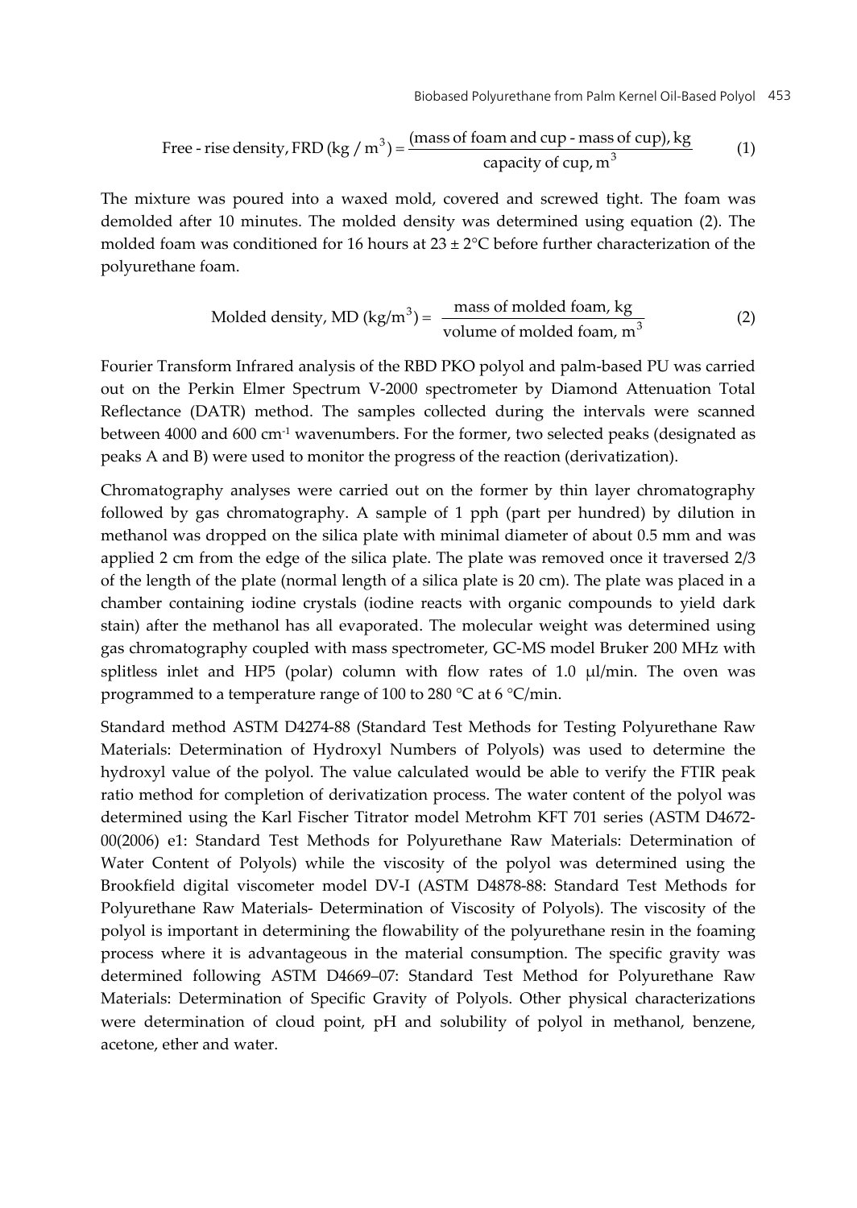$$\text{Free - rise density, FRD (kg / m}^3\text{)} = \frac{\text{(mass of foam and cup - mass of cup), kg}}{\text{capacity of cup, m}^3} \tag{1}$$

The mixture was poured into a waxed mold, covered and screwed tight. The foam was demolded after 10 minutes. The molded density was determined using equation (2). The molded foam was conditioned for 16 hours at 23 ± 2°C before further characterization of the polyurethane foam.

$$\text{Molded density, MD (kg/m}^3\text{)} = \frac{\text{mass of molded foam, kg}}{\text{volume of molded foam, m}^3} \tag{2}$$

Fourier Transform Infrared analysis of the RBD PKO polyol and palm-based PU was carried out on the Perkin Elmer Spectrum V-2000 spectrometer by Diamond Attenuation Total Reflectance (DATR) method. The samples collected during the intervals were scanned between 4000 and 600 cm$^{-1}$ wavenumbers. For the former, two selected peaks (designated as peaks A and B) were used to monitor the progress of the reaction (derivatization).

Chromatography analyses were carried out on the former by thin layer chromatography followed by gas chromatography. A sample of 1 pph (part per hundred) by dilution in methanol was dropped on the silica plate with minimal diameter of about 0.5 mm and was applied 2 cm from the edge of the silica plate. The plate was removed once it traversed 2/3 of the length of the plate (normal length of a silica plate is 20 cm). The plate was placed in a chamber containing iodine crystals (iodine reacts with organic compounds to yield dark stain) after the methanol has all evaporated. The molecular weight was determined using gas chromatography coupled with mass spectrometer, GC-MS model Bruker 200 MHz with splitless inlet and HP5 (polar) column with flow rates of 1.0 μl/min. The oven was programmed to a temperature range of 100 to 280 °C at 6 °C/min.

Standard method ASTM D4274-88 (Standard Test Methods for Testing Polyurethane Raw Materials: Determination of Hydroxyl Numbers of Polyols) was used to determine the hydroxyl value of the polyol. The value calculated would be able to verify the FTIR peak ratio method for completion of derivatization process. The water content of the polyol was determined using the Karl Fischer Titrator model Metrohm KFT 701 series (ASTM D4672-00(2006) e1: Standard Test Methods for Polyurethane Raw Materials: Determination of Water Content of Polyols) while the viscosity of the polyol was determined using the Brookfield digital viscometer model DV-I (ASTM D4878-88: Standard Test Methods for Polyurethane Raw Materials- Determination of Viscosity of Polyols). The viscosity of the polyol is important in determining the flowability of the polyurethane resin in the foaming process where it is advantageous in the material consumption. The specific gravity was determined following ASTM D4669–07: Standard Test Method for Polyurethane Raw Materials: Determination of Specific Gravity of Polyols. Other physical characterizations were determination of cloud point, pH and solubility of polyol in methanol, benzene, acetone, ether and water.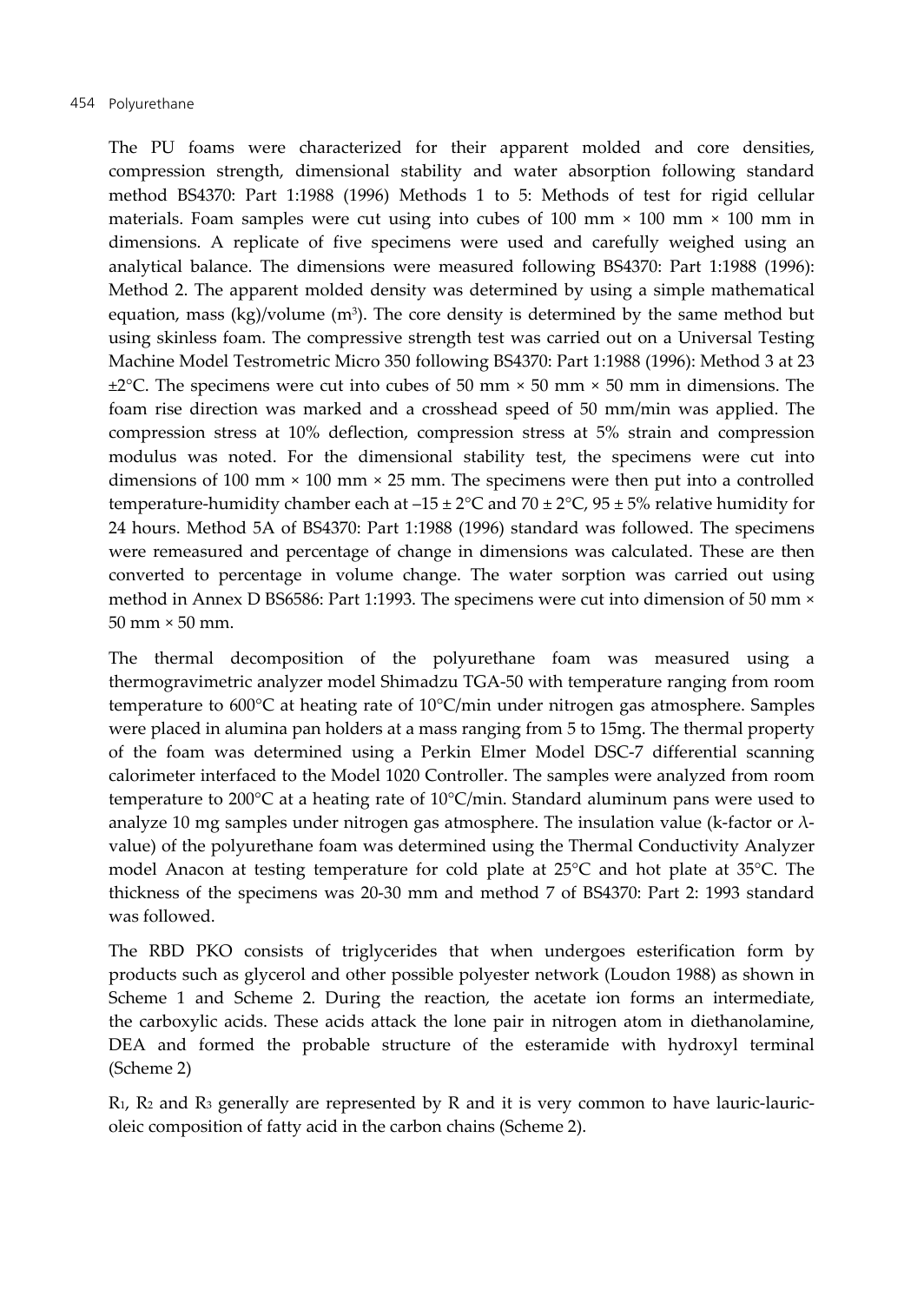The PU foams were characterized for their apparent molded and core densities, compression strength, dimensional stability and water absorption following standard method BS4370: Part 1:1988 (1996) Methods 1 to 5: Methods of test for rigid cellular materials. Foam samples were cut using into cubes of 100 mm × 100 mm × 100 mm in dimensions. A replicate of five specimens were used and carefully weighed using an analytical balance. The dimensions were measured following BS4370: Part 1:1988 (1996): Method 2. The apparent molded density was determined by using a simple mathematical equation, mass (kg)/volume ($m^3$). The core density is determined by the same method but using skinless foam. The compressive strength test was carried out on a Universal Testing Machine Model Testrometric Micro 350 following BS4370: Part 1:1988 (1996): Method 3 at 23 ±2°C. The specimens were cut into cubes of 50 mm × 50 mm × 50 mm in dimensions. The foam rise direction was marked and a crosshead speed of 50 mm/min was applied. The compression stress at 10% deflection, compression stress at 5% strain and compression modulus was noted. For the dimensional stability test, the specimens were cut into dimensions of 100 mm × 100 mm × 25 mm. The specimens were then put into a controlled temperature-humidity chamber each at –15 ± 2°C and 70 ± 2°C, 95 ± 5% relative humidity for 24 hours. Method 5A of BS4370: Part 1:1988 (1996) standard was followed. The specimens were remeasured and percentage of change in dimensions was calculated. These are then converted to percentage in volume change. The water sorption was carried out using method in Annex D BS6586: Part 1:1993. The specimens were cut into dimension of 50 mm × 50 mm × 50 mm.

The thermal decomposition of the polyurethane foam was measured using a thermogravimetric analyzer model Shimadzu TGA-50 with temperature ranging from room temperature to 600°C at heating rate of 10°C/min under nitrogen gas atmosphere. Samples were placed in alumina pan holders at a mass ranging from 5 to 15mg. The thermal property of the foam was determined using a Perkin Elmer Model DSC-7 differential scanning calorimeter interfaced to the Model 1020 Controller. The samples were analyzed from room temperature to 200°C at a heating rate of 10°C/min. Standard aluminum pans were used to analyze 10 mg samples under nitrogen gas atmosphere. The insulation value (k-factor or $\lambda$-value) of the polyurethane foam was determined using the Thermal Conductivity Analyzer model Anacon at testing temperature for cold plate at 25°C and hot plate at 35°C. The thickness of the specimens was 20-30 mm and method 7 of BS4370: Part 2: 1993 standard was followed.

The RBD PKO consists of triglycerides that when undergoes esterification form by products such as glycerol and other possible polyester network (Loudon 1988) as shown in Scheme 1 and Scheme 2. During the reaction, the acetate ion forms an intermediate, the carboxylic acids. These acids attack the lone pair in nitrogen atom in diethanolamine, DEA and formed the probable structure of the esteramide with hydroxyl terminal (Scheme 2)

$R_1$, $R_2$ and $R_3$ generally are represented by R and it is very common to have lauric-lauric-oleic composition of fatty acid in the carbon chains (Scheme 2).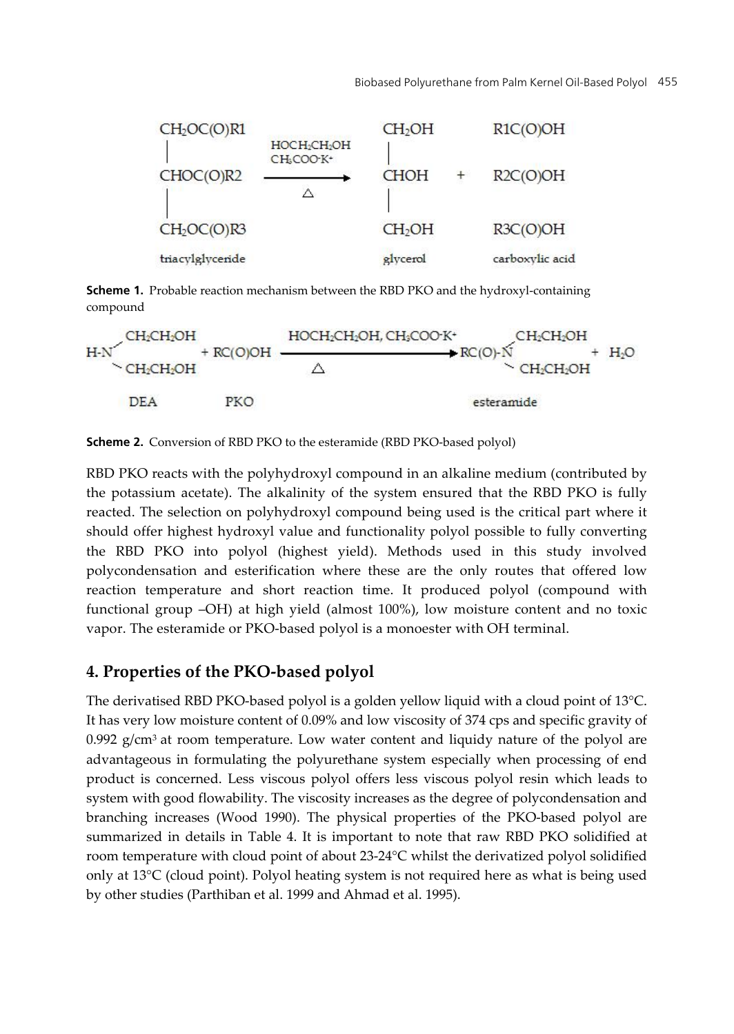$$
\begin{array}{l}
CH_2OC(O)R1 \\
| \\
CHOC(O)R2 \\
| \\
CH_2OC(O)R3 \\
\text{triacylglyceride}
\end{array}
\xrightarrow[\triangle]{HOCH_2CH_2OH,\ CH_3COO^-K^+}
\begin{array}{l}
CH_2OH \\
| \\
CHOH \\
| \\
CH_2OH \\
\text{glycerol}
\end{array}
+
\begin{array}{l}
R1C(O)OH \\
\\
R2C(O)OH \\
\\
R3C(O)OH \\
\text{carboxylic acid}
\end{array}
$$

**Scheme 1.** Probable reaction mechanism between the RBD PKO and the hydroxyl-containing compound

$$
\underset{\text{DEA}}{H\text{-}N(CH_2CH_2OH)_2} + \underset{\text{PKO}}{RC(O)OH} \xrightarrow[\triangle]{HOCH_2CH_2OH,\ CH_3COO^-K^+} \underset{\text{esteramide}}{RC(O)\text{-}N(CH_2CH_2OH)_2} + H_2O
$$

**Scheme 2.** Conversion of RBD PKO to the esteramide (RBD PKO-based polyol)

RBD PKO reacts with the polyhydroxyl compound in an alkaline medium (contributed by the potassium acetate). The alkalinity of the system ensured that the RBD PKO is fully reacted. The selection on polyhydroxyl compound being used is the critical part where it should offer highest hydroxyl value and functionality polyol possible to fully converting the RBD PKO into polyol (highest yield). Methods used in this study involved polycondensation and esterification where these are the only routes that offered low reaction temperature and short reaction time. It produced polyol (compound with functional group –OH) at high yield (almost 100%), low moisture content and no toxic vapor. The esteramide or PKO-based polyol is a monoester with OH terminal.

## 4. Properties of the PKO-based polyol

The derivatised RBD PKO-based polyol is a golden yellow liquid with a cloud point of 13°C. It has very low moisture content of 0.09% and low viscosity of 374 cps and specific gravity of 0.992 $g/cm^3$ at room temperature. Low water content and liquidy nature of the polyol are advantageous in formulating the polyurethane system especially when processing of end product is concerned. Less viscous polyol offers less viscous polyol resin which leads to system with good flowability. The viscosity increases as the degree of polycondensation and branching increases (Wood 1990). The physical properties of the PKO-based polyol are summarized in details in Table 4. It is important to note that raw RBD PKO solidified at room temperature with cloud point of about 23-24°C whilst the derivatized polyol solidified only at 13°C (cloud point). Polyol heating system is not required here as what is being used by other studies (Parthiban et al. 1999 and Ahmad et al. 1995).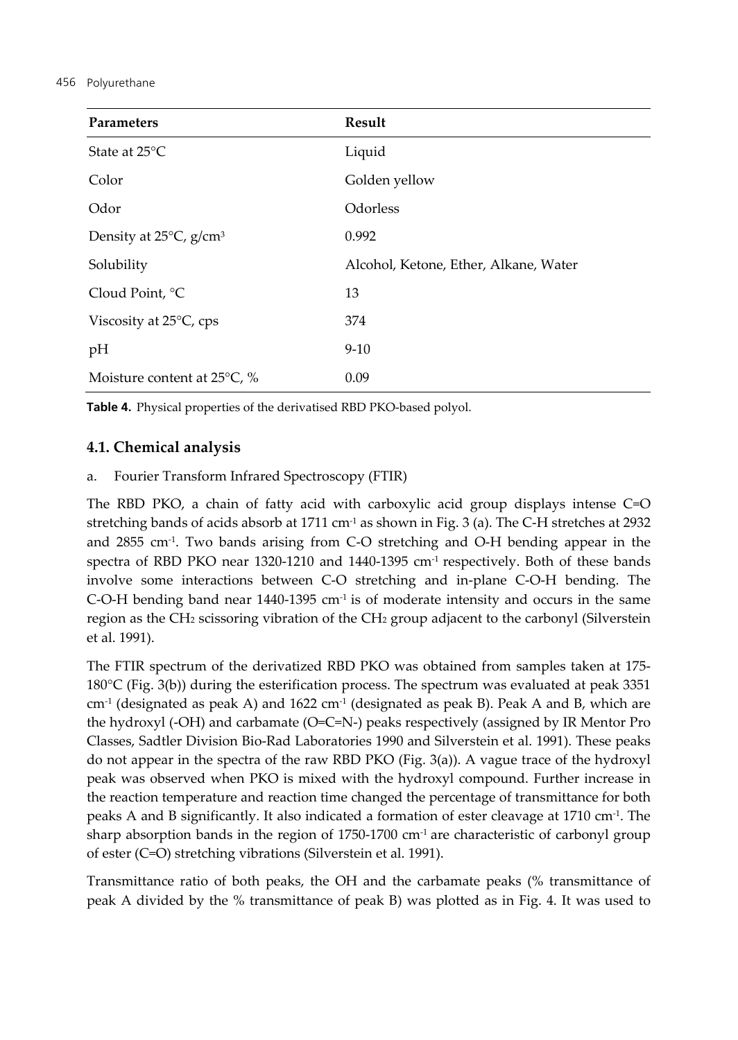| Parameters | Result |
|---|---|
| State at 25°C | Liquid |
| Color | Golden yellow |
| Odor | Odorless |
| Density at 25°C, g/cm$^3$ | 0.992 |
| Solubility | Alcohol, Ketone, Ether, Alkane, Water |
| Cloud Point, °C | 13 |
| Viscosity at 25°C, cps | 374 |
| pH | 9-10 |
| Moisture content at 25°C, % | 0.09 |

**Table 4.** Physical properties of the derivatised RBD PKO-based polyol.

### 4.1. Chemical analysis

a. Fourier Transform Infrared Spectroscopy (FTIR)

The RBD PKO, a chain of fatty acid with carboxylic acid group displays intense C=O stretching bands of acids absorb at 1711 cm$^{-1}$ as shown in Fig. 3 (a). The C-H stretches at 2932 and 2855 cm$^{-1}$. Two bands arising from C-O stretching and O-H bending appear in the spectra of RBD PKO near 1320-1210 and 1440-1395 cm$^{-1}$ respectively. Both of these bands involve some interactions between C-O stretching and in-plane C-O-H bending. The C-O-H bending band near 1440-1395 cm$^{-1}$ is of moderate intensity and occurs in the same region as the $CH_2$ scissoring vibration of the $CH_2$ group adjacent to the carbonyl (Silverstein et al. 1991).

The FTIR spectrum of the derivatized RBD PKO was obtained from samples taken at 175-180°C (Fig. 3(b)) during the esterification process. The spectrum was evaluated at peak 3351 cm$^{-1}$ (designated as peak A) and 1622 cm$^{-1}$ (designated as peak B). Peak A and B, which are the hydroxyl (-OH) and carbamate (O=C=N-) peaks respectively (assigned by IR Mentor Pro Classes, Sadtler Division Bio-Rad Laboratories 1990 and Silverstein et al. 1991). These peaks do not appear in the spectra of the raw RBD PKO (Fig. 3(a)). A vague trace of the hydroxyl peak was observed when PKO is mixed with the hydroxyl compound. Further increase in the reaction temperature and reaction time changed the percentage of transmittance for both peaks A and B significantly. It also indicated a formation of ester cleavage at 1710 cm$^{-1}$. The sharp absorption bands in the region of 1750-1700 cm$^{-1}$ are characteristic of carbonyl group of ester (C=O) stretching vibrations (Silverstein et al. 1991).

Transmittance ratio of both peaks, the OH and the carbamate peaks (% transmittance of peak A divided by the % transmittance of peak B) was plotted as in Fig. 4. It was used to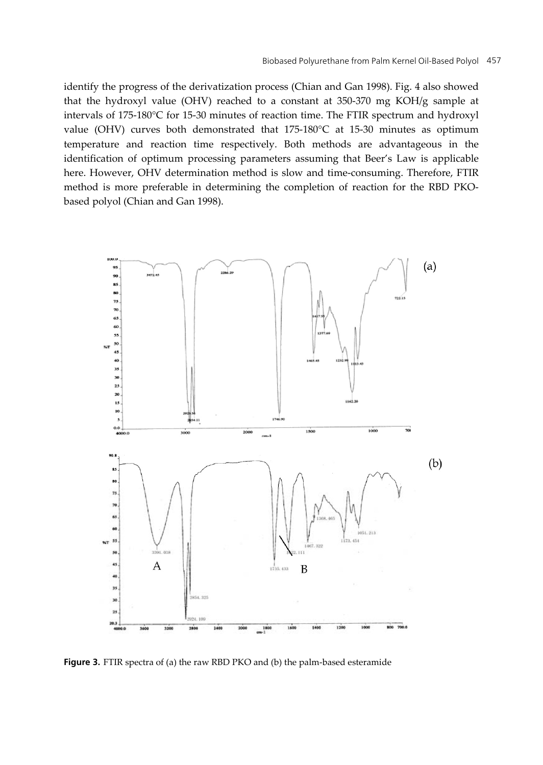identify the progress of the derivatization process (Chian and Gan 1998). Fig. 4 also showed that the hydroxyl value (OHV) reached to a constant at 350-370 mg KOH/g sample at intervals of 175-180°C for 15-30 minutes of reaction time. The FTIR spectrum and hydroxyl value (OHV) curves both demonstrated that 175-180°C at 15-30 minutes as optimum temperature and reaction time respectively. Both methods are advantageous in the identification of optimum processing parameters assuming that Beer's Law is applicable here. However, OHV determination method is slow and time-consuming. Therefore, FTIR method is more preferable in determining the completion of reaction for the RBD PKO-based polyol (Chian and Gan 1998).

**Figure 3.** FTIR spectra of (a) the raw RBD PKO and (b) the palm-based esteramide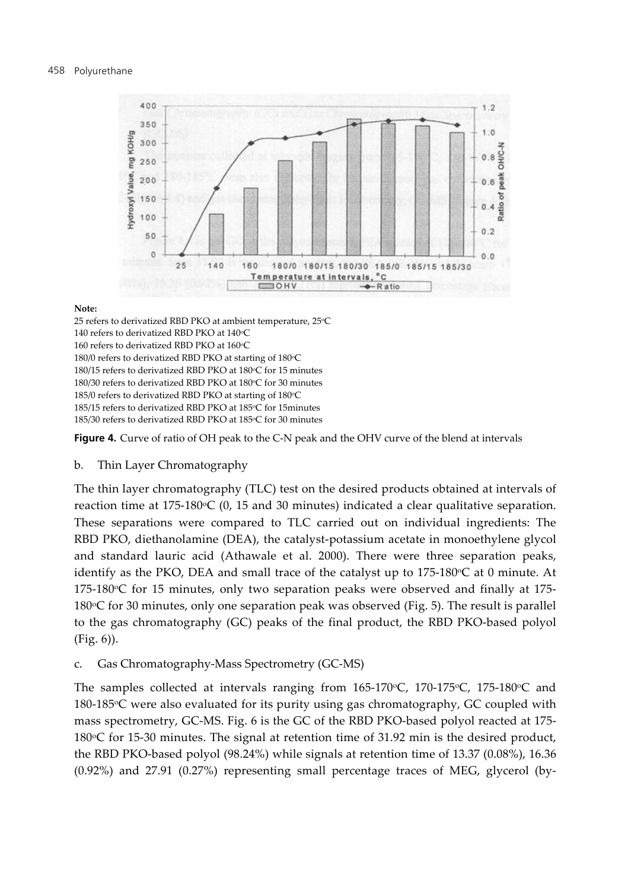**Note:**

25 refers to derivatized RBD PKO at ambient temperature, 25°C
140 refers to derivatized RBD PKO at 140°C
160 refers to derivatized RBD PKO at 160°C
180/0 refers to derivatized RBD PKO at starting of 180°C
180/15 refers to derivatized RBD PKO at 180°C for 15 minutes
180/30 refers to derivatized RBD PKO at 180°C for 30 minutes
185/0 refers to derivatized RBD PKO at starting of 180°C
185/15 refers to derivatized RBD PKO at 185°C for 15minutes
185/30 refers to derivatized RBD PKO at 185°C for 30 minutes

**Figure 4.** Curve of ratio of OH peak to the C-N peak and the OHV curve of the blend at intervals

b. Thin Layer Chromatography

The thin layer chromatography (TLC) test on the desired products obtained at intervals of reaction time at 175-180°C (0, 15 and 30 minutes) indicated a clear qualitative separation. These separations were compared to TLC carried out on individual ingredients: The RBD PKO, diethanolamine (DEA), the catalyst-potassium acetate in monoethylene glycol and standard lauric acid (Athawale et al. 2000). There were three separation peaks, identify as the PKO, DEA and small trace of the catalyst up to 175-180°C at 0 minute. At 175-180°C for 15 minutes, only two separation peaks were observed and finally at 175-180°C for 30 minutes, only one separation peak was observed (Fig. 5). The result is parallel to the gas chromatography (GC) peaks of the final product, the RBD PKO-based polyol (Fig. 6)).

c. Gas Chromatography-Mass Spectrometry (GC-MS)

The samples collected at intervals ranging from 165-170°C, 170-175°C, 175-180°C and 180-185°C were also evaluated for its purity using gas chromatography, GC coupled with mass spectrometry, GC-MS. Fig. 6 is the GC of the RBD PKO-based polyol reacted at 175-180°C for 15-30 minutes. The signal at retention time of 31.92 min is the desired product, the RBD PKO-based polyol (98.24%) while signals at retention time of 13.37 (0.08%), 16.36 (0.92%) and 27.91 (0.27%) representing small percentage traces of MEG, glycerol (by-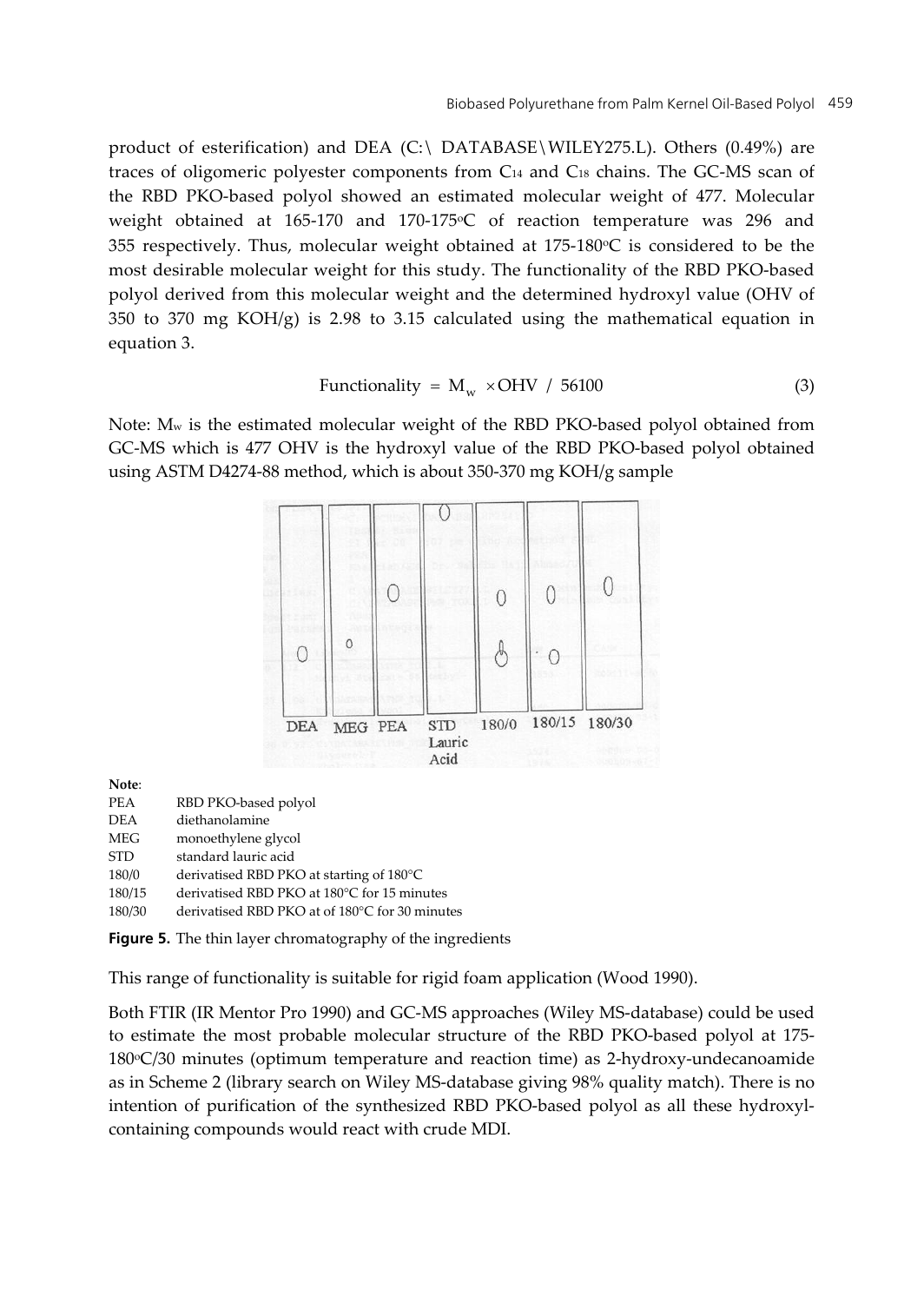product of esterification) and DEA (C:\ DATABASE\WILEY275.L). Others (0.49%) are traces of oligomeric polyester components from $C_{14}$ and $C_{18}$ chains. The GC-MS scan of the RBD PKO-based polyol showed an estimated molecular weight of 477. Molecular weight obtained at 165-170 and 170-175°C of reaction temperature was 296 and 355 respectively. Thus, molecular weight obtained at 175-180°C is considered to be the most desirable molecular weight for this study. The functionality of the RBD PKO-based polyol derived from this molecular weight and the determined hydroxyl value (OHV of 350 to 370 mg KOH/g) is 2.98 to 3.15 calculated using the mathematical equation in equation 3.

$$\text{Functionality} = M_w \times \text{OHV} / 56100 \tag{3}$$

Note: $M_w$ is the estimated molecular weight of the RBD PKO-based polyol obtained from GC-MS which is 477 OHV is the hydroxyl value of the RBD PKO-based polyol obtained using ASTM D4274-88 method, which is about 350-370 mg KOH/g sample

DEA MEG PEA STD Lauric Acid 180/0 180/15 180/30

**Note**:

| | |
|---|---|
| PEA | RBD PKO-based polyol |
| DEA | diethanolamine |
| MEG | monoethylene glycol |
| STD | standard lauric acid |
| 180/0 | derivatised RBD PKO at starting of 180°C |
| 180/15 | derivatised RBD PKO at 180°C for 15 minutes |
| 180/30 | derivatised RBD PKO at of 180°C for 30 minutes |

**Figure 5.** The thin layer chromatography of the ingredients

This range of functionality is suitable for rigid foam application (Wood 1990).

Both FTIR (IR Mentor Pro 1990) and GC-MS approaches (Wiley MS-database) could be used to estimate the most probable molecular structure of the RBD PKO-based polyol at 175-180°C/30 minutes (optimum temperature and reaction time) as 2-hydroxy-undecanoamide as in Scheme 2 (library search on Wiley MS-database giving 98% quality match). There is no intention of purification of the synthesized RBD PKO-based polyol as all these hydroxyl-containing compounds would react with crude MDI.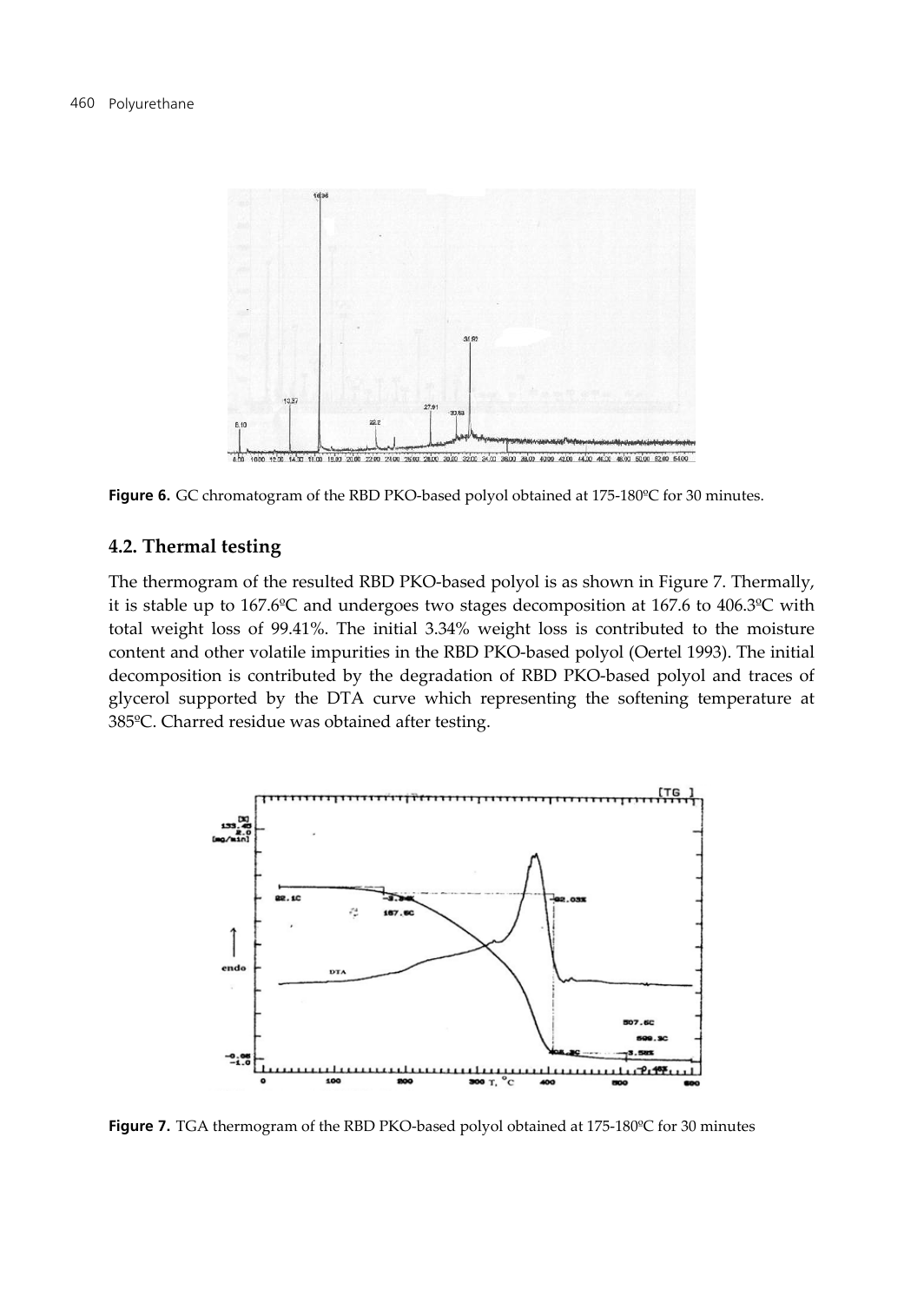**Figure 6.** GC chromatogram of the RBD PKO-based polyol obtained at 175-180ºC for 30 minutes.

## 4.2. Thermal testing

The thermogram of the resulted RBD PKO-based polyol is as shown in Figure 7. Thermally, it is stable up to 167.6ºC and undergoes two stages decomposition at 167.6 to 406.3ºC with total weight loss of 99.41%. The initial 3.34% weight loss is contributed to the moisture content and other volatile impurities in the RBD PKO-based polyol (Oertel 1993). The initial decomposition is contributed by the degradation of RBD PKO-based polyol and traces of glycerol supported by the DTA curve which representing the softening temperature at 385ºC. Charred residue was obtained after testing.

**Figure 7.** TGA thermogram of the RBD PKO-based polyol obtained at 175-180ºC for 30 minutes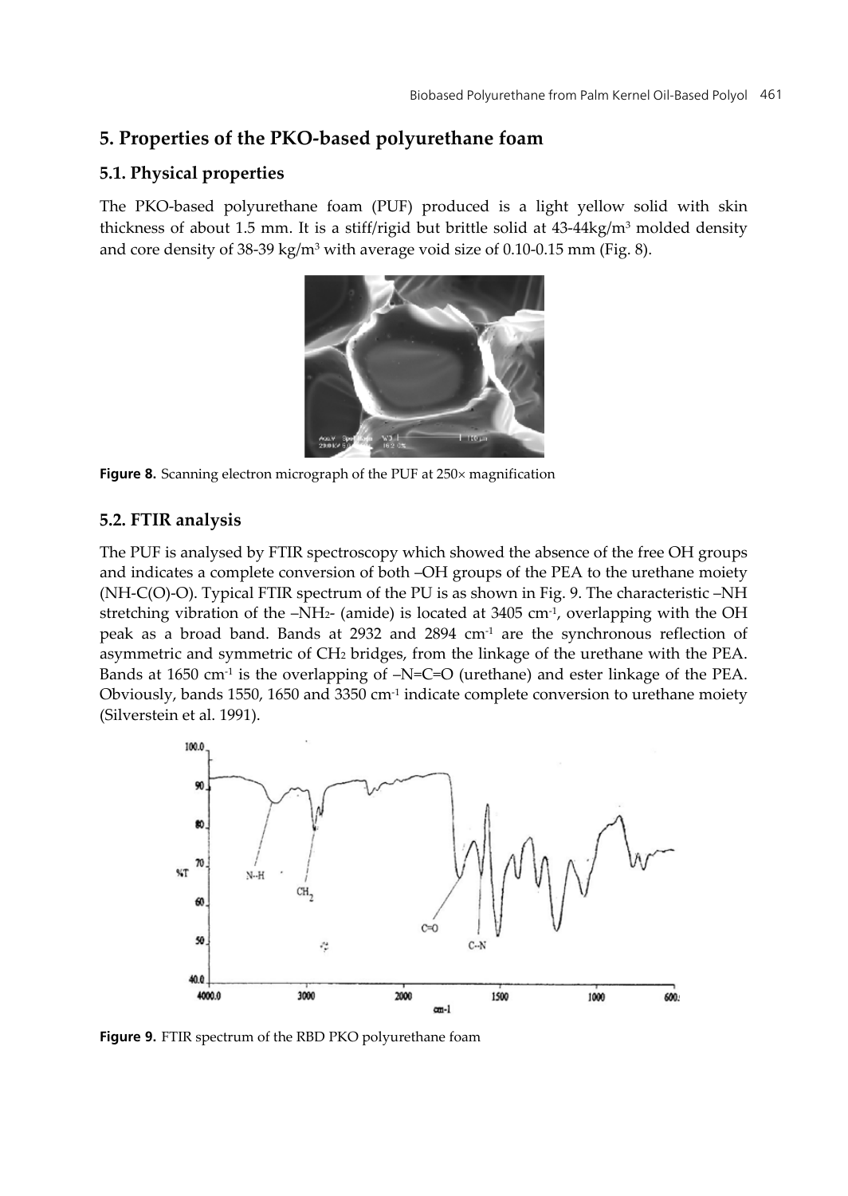## 5. Properties of the PKO-based polyurethane foam

### 5.1. Physical properties

The PKO-based polyurethane foam (PUF) produced is a light yellow solid with skin thickness of about 1.5 mm. It is a stiff/rigid but brittle solid at 43-44kg/m$^3$ molded density and core density of 38-39 kg/m$^3$ with average void size of 0.10-0.15 mm (Fig. 8).

**Figure 8.** Scanning electron micrograph of the PUF at 250× magnification

### 5.2. FTIR analysis

The PUF is analysed by FTIR spectroscopy which showed the absence of the free OH groups and indicates a complete conversion of both –OH groups of the PEA to the urethane moiety (NH-C(O)-O). Typical FTIR spectrum of the PU is as shown in Fig. 9. The characteristic –NH stretching vibration of the –$NH_2$- (amide) is located at 3405 cm$^{-1}$, overlapping with the OH peak as a broad band. Bands at 2932 and 2894 cm$^{-1}$ are the synchronous reflection of asymmetric and symmetric of $CH_2$ bridges, from the linkage of the urethane with the PEA. Bands at 1650 cm$^{-1}$ is the overlapping of –N=C=O (urethane) and ester linkage of the PEA. Obviously, bands 1550, 1650 and 3350 cm$^{-1}$ indicate complete conversion to urethane moiety (Silverstein et al. 1991).

**Figure 9.** FTIR spectrum of the RBD PKO polyurethane foam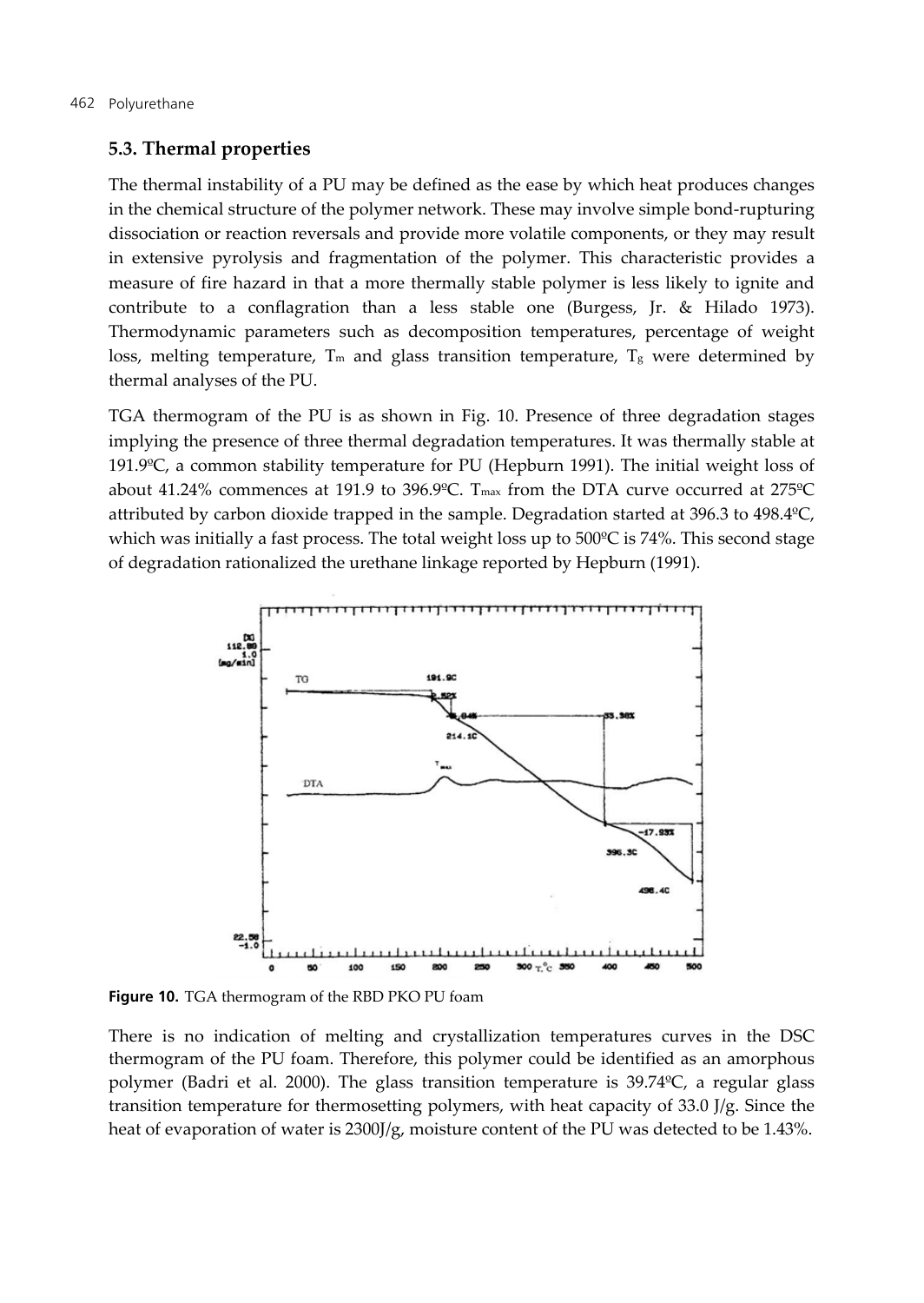### 5.3. Thermal properties

The thermal instability of a PU may be defined as the ease by which heat produces changes in the chemical structure of the polymer network. These may involve simple bond-rupturing dissociation or reaction reversals and provide more volatile components, or they may result in extensive pyrolysis and fragmentation of the polymer. This characteristic provides a measure of fire hazard in that a more thermally stable polymer is less likely to ignite and contribute to a conflagration than a less stable one (Burgess, Jr. & Hilado 1973). Thermodynamic parameters such as decomposition temperatures, percentage of weight loss, melting temperature, $T_m$ and glass transition temperature, $T_g$ were determined by thermal analyses of the PU.

TGA thermogram of the PU is as shown in Fig. 10. Presence of three degradation stages implying the presence of three thermal degradation temperatures. It was thermally stable at 191.9ºC, a common stability temperature for PU (Hepburn 1991). The initial weight loss of about 41.24% commences at 191.9 to 396.9ºC. $T_{max}$ from the DTA curve occurred at 275ºC attributed by carbon dioxide trapped in the sample. Degradation started at 396.3 to 498.4ºC, which was initially a fast process. The total weight loss up to 500ºC is 74%. This second stage of degradation rationalized the urethane linkage reported by Hepburn (1991).

**Figure 10.** TGA thermogram of the RBD PKO PU foam

There is no indication of melting and crystallization temperatures curves in the DSC thermogram of the PU foam. Therefore, this polymer could be identified as an amorphous polymer (Badri et al. 2000). The glass transition temperature is 39.74ºC, a regular glass transition temperature for thermosetting polymers, with heat capacity of 33.0 J/g. Since the heat of evaporation of water is 2300J/g, moisture content of the PU was detected to be 1.43%.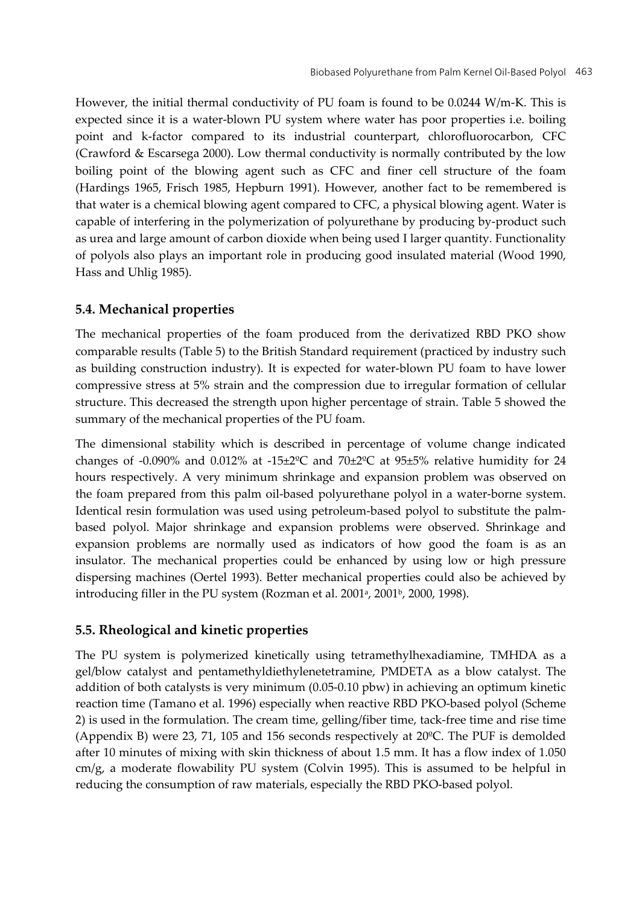However, the initial thermal conductivity of PU foam is found to be 0.0244 W/m-K. This is expected since it is a water-blown PU system where water has poor properties i.e. boiling point and k-factor compared to its industrial counterpart, chlorofluorocarbon, CFC (Crawford & Escarsega 2000). Low thermal conductivity is normally contributed by the low boiling point of the blowing agent such as CFC and finer cell structure of the foam (Hardings 1965, Frisch 1985, Hepburn 1991). However, another fact to be remembered is that water is a chemical blowing agent compared to CFC, a physical blowing agent. Water is capable of interfering in the polymerization of polyurethane by producing by-product such as urea and large amount of carbon dioxide when being used I larger quantity. Functionality of polyols also plays an important role in producing good insulated material (Wood 1990, Hass and Uhlig 1985).

## 5.4. Mechanical properties

The mechanical properties of the foam produced from the derivatized RBD PKO show comparable results (Table 5) to the British Standard requirement (practiced by industry such as building construction industry). It is expected for water-blown PU foam to have lower compressive stress at 5% strain and the compression due to irregular formation of cellular structure. This decreased the strength upon higher percentage of strain. Table 5 showed the summary of the mechanical properties of the PU foam.

The dimensional stability which is described in percentage of volume change indicated changes of -0.090% and 0.012% at -15±2ºC and 70±2ºC at 95±5% relative humidity for 24 hours respectively. A very minimum shrinkage and expansion problem was observed on the foam prepared from this palm oil-based polyurethane polyol in a water-borne system. Identical resin formulation was used using petroleum-based polyol to substitute the palm-based polyol. Major shrinkage and expansion problems were observed. Shrinkage and expansion problems are normally used as indicators of how good the foam is as an insulator. The mechanical properties could be enhanced by using low or high pressure dispersing machines (Oertel 1993). Better mechanical properties could also be achieved by introducing filler in the PU system (Rozman et al. 2001[a], 2001[b], 2000, 1998).

## 5.5. Rheological and kinetic properties

The PU system is polymerized kinetically using tetramethylhexadiamine, TMHDA as a gel/blow catalyst and pentamethyldiethylenetetramine, PMDETA as a blow catalyst. The addition of both catalysts is very minimum (0.05-0.10 pbw) in achieving an optimum kinetic reaction time (Tamano et al. 1996) especially when reactive RBD PKO-based polyol (Scheme 2) is used in the formulation. The cream time, gelling/fiber time, tack-free time and rise time (Appendix B) were 23, 71, 105 and 156 seconds respectively at 20ºC. The PUF is demolded after 10 minutes of mixing with skin thickness of about 1.5 mm. It has a flow index of 1.050 cm/g, a moderate flowability PU system (Colvin 1995). This is assumed to be helpful in reducing the consumption of raw materials, especially the RBD PKO-based polyol.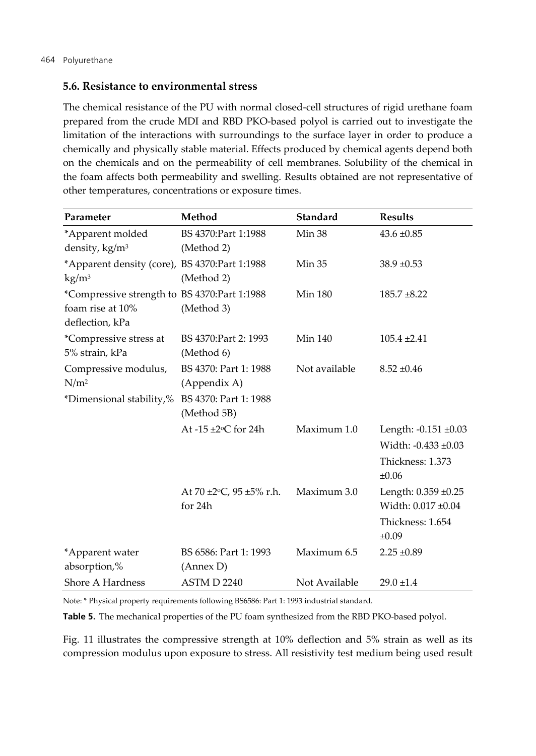### 5.6. Resistance to environmental stress

The chemical resistance of the PU with normal closed-cell structures of rigid urethane foam prepared from the crude MDI and RBD PKO-based polyol is carried out to investigate the limitation of the interactions with surroundings to the surface layer in order to produce a chemically and physically stable material. Effects produced by chemical agents depend both on the chemicals and on the permeability of cell membranes. Solubility of the chemical in the foam affects both permeability and swelling. Results obtained are not representative of other temperatures, concentrations or exposure times.

| Parameter | Method | Standard | Results |
|---|---|---|---|
| *Apparent molded density, $kg/m^3$ | BS 4370:Part 1:1988 (Method 2) | Min 38 | 43.6 ±0.85 |
| *Apparent density (core), $kg/m^3$ | BS 4370:Part 1:1988 (Method 2) | Min 35 | 38.9 ±0.53 |
| *Compressive strength to foam rise at 10% deflection, kPa | BS 4370:Part 1:1988 (Method 3) | Min 180 | 185.7 ±8.22 |
| *Compressive stress at 5% strain, kPa | BS 4370:Part 2: 1993 (Method 6) | Min 140 | 105.4 ±2.41 |
| Compressive modulus, $N/m^2$ | BS 4370: Part 1: 1988 (Appendix A) | Not available | 8.52 ±0.46 |
| *Dimensional stability,% | BS 4370: Part 1: 1988 (Method 5B) | | |
| | At -15 ±2°C for 24h | Maximum 1.0 | Length: -0.151 ±0.03<br>Width: -0.433 ±0.03<br>Thickness: 1.373 ±0.06 |
| | At 70 ±2°C, 95 ±5% r.h. for 24h | Maximum 3.0 | Length: 0.359 ±0.25<br>Width: 0.017 ±0.04<br>Thickness: 1.654 ±0.09 |
| *Apparent water absorption,% | BS 6586: Part 1: 1993 (Annex D) | Maximum 6.5 | 2.25 ±0.89 |
| Shore A Hardness | ASTM D 2240 | Not Available | 29.0 ±1.4 |

Note: * Physical property requirements following BS6586: Part 1: 1993 industrial standard.

**Table 5.** The mechanical properties of the PU foam synthesized from the RBD PKO-based polyol.

Fig. 11 illustrates the compressive strength at 10% deflection and 5% strain as well as its compression modulus upon exposure to stress. All resistivity test medium being used result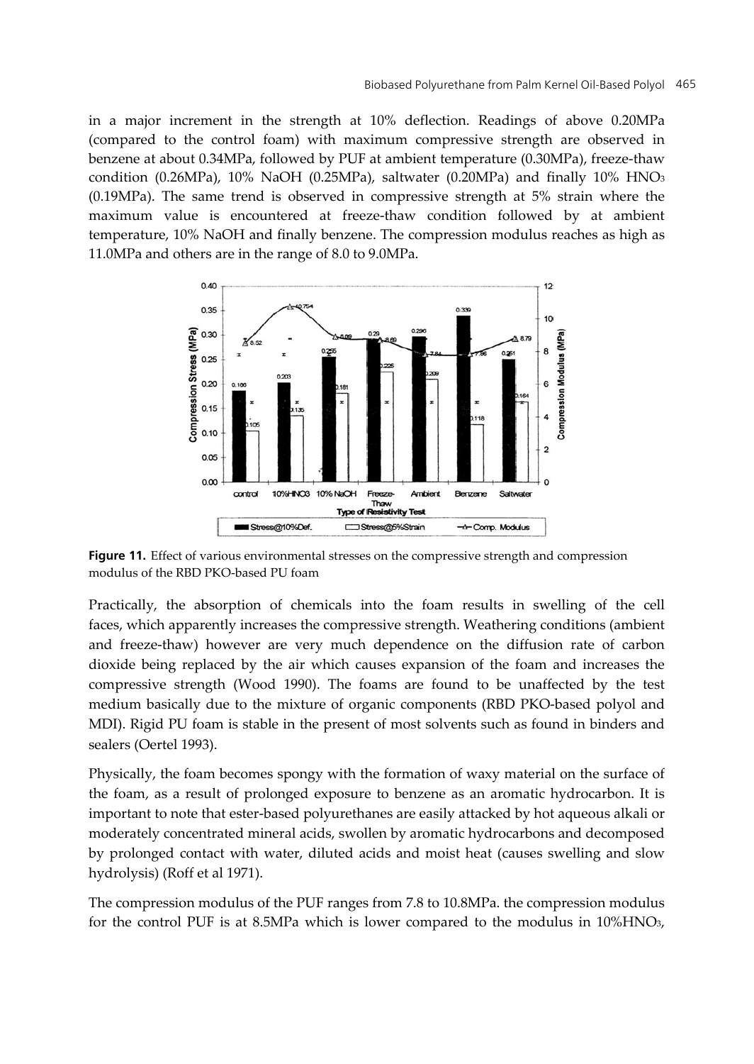in a major increment in the strength at 10% deflection. Readings of above 0.20MPa (compared to the control foam) with maximum compressive strength are observed in benzene at about 0.34MPa, followed by PUF at ambient temperature (0.30MPa), freeze-thaw condition (0.26MPa), 10% NaOH (0.25MPa), saltwater (0.20MPa) and finally 10% $HNO_3$ (0.19MPa). The same trend is observed in compressive strength at 5% strain where the maximum value is encountered at freeze-thaw condition followed by at ambient temperature, 10% NaOH and finally benzene. The compression modulus reaches as high as 11.0MPa and others are in the range of 8.0 to 9.0MPa.

**Figure 11.** Effect of various environmental stresses on the compressive strength and compression modulus of the RBD PKO-based PU foam

Practically, the absorption of chemicals into the foam results in swelling of the cell faces, which apparently increases the compressive strength. Weathering conditions (ambient and freeze-thaw) however are very much dependence on the diffusion rate of carbon dioxide being replaced by the air which causes expansion of the foam and increases the compressive strength (Wood 1990). The foams are found to be unaffected by the test medium basically due to the mixture of organic components (RBD PKO-based polyol and MDI). Rigid PU foam is stable in the present of most solvents such as found in binders and sealers (Oertel 1993).

Physically, the foam becomes spongy with the formation of waxy material on the surface of the foam, as a result of prolonged exposure to benzene as an aromatic hydrocarbon. It is important to note that ester-based polyurethanes are easily attacked by hot aqueous alkali or moderately concentrated mineral acids, swollen by aromatic hydrocarbons and decomposed by prolonged contact with water, diluted acids and moist heat (causes swelling and slow hydrolysis) (Roff et al 1971).

The compression modulus of the PUF ranges from 7.8 to 10.8MPa. the compression modulus for the control PUF is at 8.5MPa which is lower compared to the modulus in 10%$HNO_3$,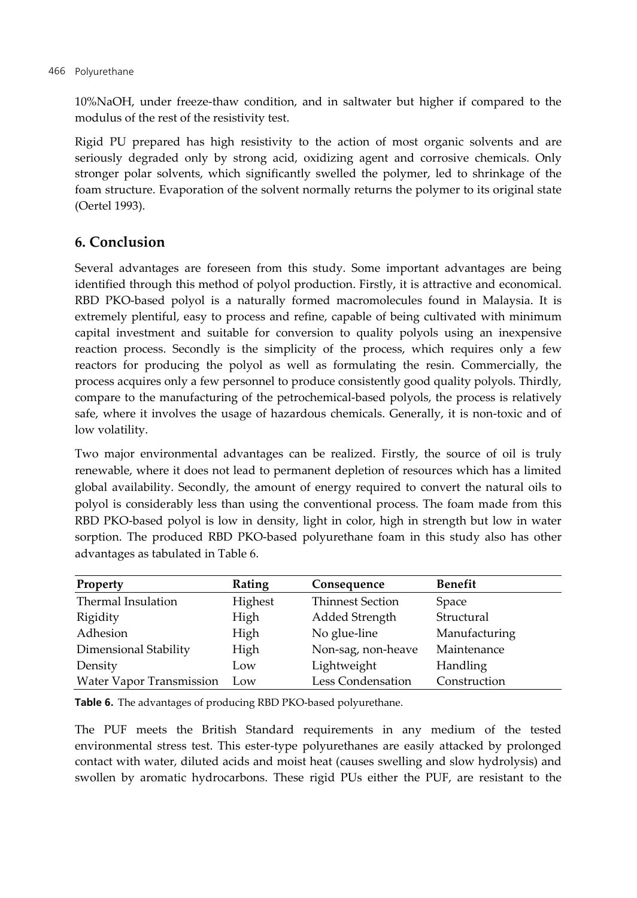10%NaOH, under freeze-thaw condition, and in saltwater but higher if compared to the modulus of the rest of the resistivity test.

Rigid PU prepared has high resistivity to the action of most organic solvents and are seriously degraded only by strong acid, oxidizing agent and corrosive chemicals. Only stronger polar solvents, which significantly swelled the polymer, led to shrinkage of the foam structure. Evaporation of the solvent normally returns the polymer to its original state (Oertel 1993).

## 6. Conclusion

Several advantages are foreseen from this study. Some important advantages are being identified through this method of polyol production. Firstly, it is attractive and economical. RBD PKO-based polyol is a naturally formed macromolecules found in Malaysia. It is extremely plentiful, easy to process and refine, capable of being cultivated with minimum capital investment and suitable for conversion to quality polyols using an inexpensive reaction process. Secondly is the simplicity of the process, which requires only a few reactors for producing the polyol as well as formulating the resin. Commercially, the process acquires only a few personnel to produce consistently good quality polyols. Thirdly, compare to the manufacturing of the petrochemical-based polyols, the process is relatively safe, where it involves the usage of hazardous chemicals. Generally, it is non-toxic and of low volatility.

Two major environmental advantages can be realized. Firstly, the source of oil is truly renewable, where it does not lead to permanent depletion of resources which has a limited global availability. Secondly, the amount of energy required to convert the natural oils to polyol is considerably less than using the conventional process. The foam made from this RBD PKO-based polyol is low in density, light in color, high in strength but low in water sorption. The produced RBD PKO-based polyurethane foam in this study also has other advantages as tabulated in Table 6.

| Property | Rating | Consequence | Benefit |
|---|---|---|---|
| Thermal Insulation | Highest | Thinnest Section | Space |
| Rigidity | High | Added Strength | Structural |
| Adhesion | High | No glue-line | Manufacturing |
| Dimensional Stability | High | Non-sag, non-heave | Maintenance |
| Density | Low | Lightweight | Handling |
| Water Vapor Transmission | Low | Less Condensation | Construction |

**Table 6.** The advantages of producing RBD PKO-based polyurethane.

The PUF meets the British Standard requirements in any medium of the tested environmental stress test. This ester-type polyurethanes are easily attacked by prolonged contact with water, diluted acids and moist heat (causes swelling and slow hydrolysis) and swollen by aromatic hydrocarbons. These rigid PUs either the PUF, are resistant to the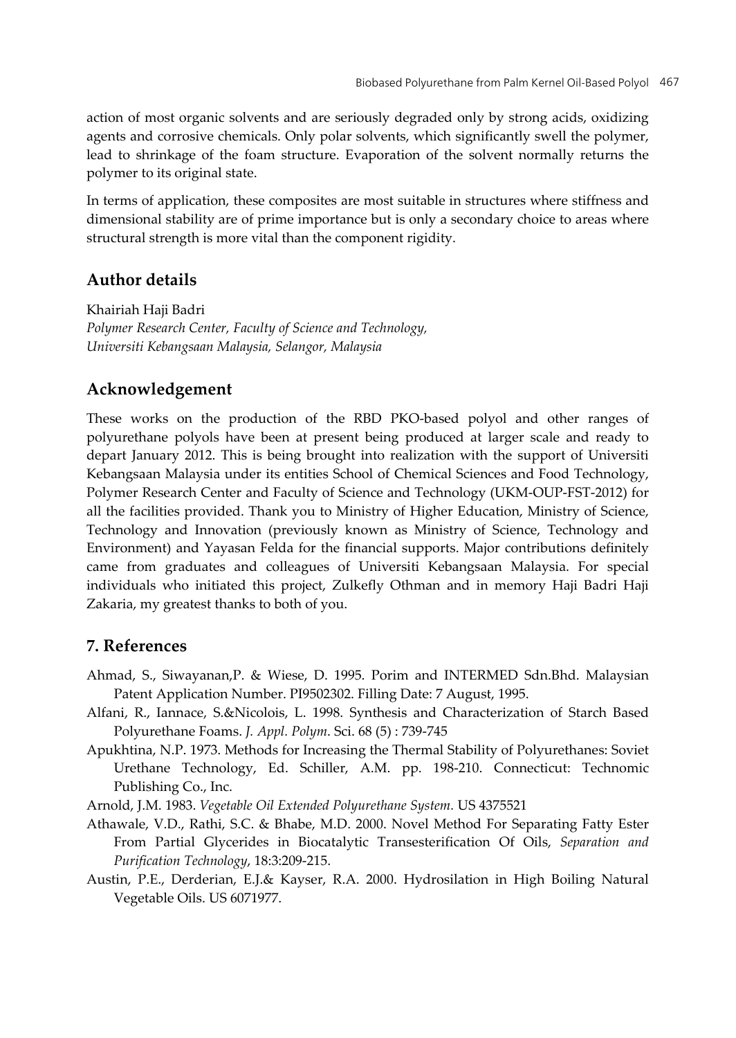action of most organic solvents and are seriously degraded only by strong acids, oxidizing agents and corrosive chemicals. Only polar solvents, which significantly swell the polymer, lead to shrinkage of the foam structure. Evaporation of the solvent normally returns the polymer to its original state.

In terms of application, these composites are most suitable in structures where stiffness and dimensional stability are of prime importance but is only a secondary choice to areas where structural strength is more vital than the component rigidity.

## Author details

Khairiah Haji Badri
*Polymer Research Center, Faculty of Science and Technology,*
*Universiti Kebangsaan Malaysia, Selangor, Malaysia*

## Acknowledgement

These works on the production of the RBD PKO-based polyol and other ranges of polyurethane polyols have been at present being produced at larger scale and ready to depart January 2012. This is being brought into realization with the support of Universiti Kebangsaan Malaysia under its entities School of Chemical Sciences and Food Technology, Polymer Research Center and Faculty of Science and Technology (UKM-OUP-FST-2012) for all the facilities provided. Thank you to Ministry of Higher Education, Ministry of Science, Technology and Innovation (previously known as Ministry of Science, Technology and Environment) and Yayasan Felda for the financial supports. Major contributions definitely came from graduates and colleagues of Universiti Kebangsaan Malaysia. For special individuals who initiated this project, Zulkefly Othman and in memory Haji Badri Haji Zakaria, my greatest thanks to both of you.

## 7. References

Ahmad, S., Siwayanan,P. & Wiese, D. 1995. Porim and INTERMED Sdn.Bhd. Malaysian Patent Application Number. PI9502302. Filling Date: 7 August, 1995.

Alfani, R., Iannace, S.&Nicolois, L. 1998. Synthesis and Characterization of Starch Based Polyurethane Foams. *J. Appl. Polym*. Sci. 68 (5) : 739-745

Apukhtina, N.P. 1973. Methods for Increasing the Thermal Stability of Polyurethanes: Soviet Urethane Technology, Ed. Schiller, A.M. pp. 198-210. Connecticut: Technomic Publishing Co., Inc.

Arnold, J.M. 1983. *Vegetable Oil Extended Polyurethane System.* US 4375521

Athawale, V.D., Rathi, S.C. & Bhabe, M.D. 2000. Novel Method For Separating Fatty Ester From Partial Glycerides in Biocatalytic Transesterification Of Oils, *Separation and Purification Technology*, 18:3:209-215.

Austin, P.E., Derderian, E.J.& Kayser, R.A. 2000. Hydrosilation in High Boiling Natural Vegetable Oils. US 6071977.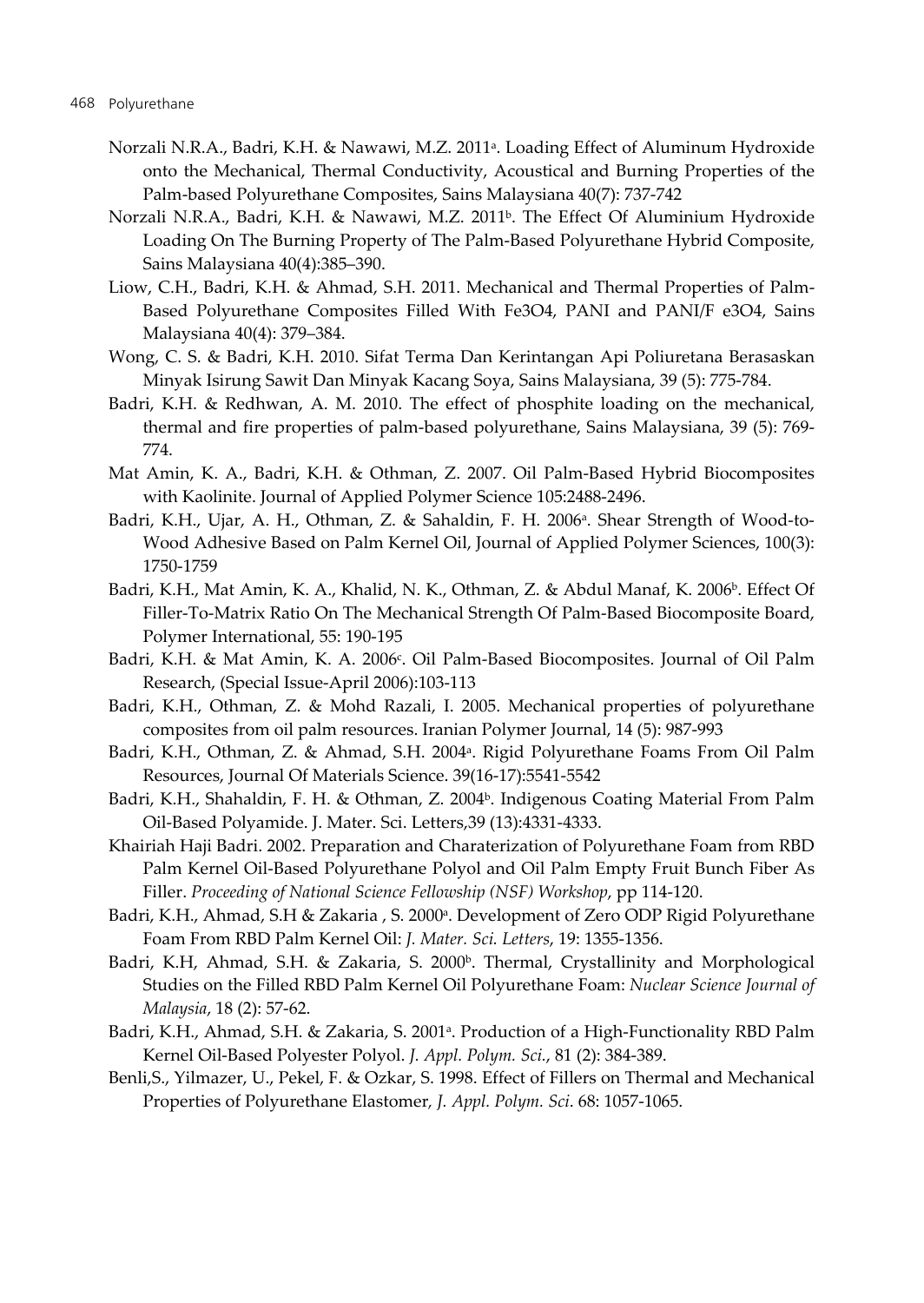Norzali N.R.A., Badri, K.H. & Nawawi, M.Z. 2011[a]. Loading Effect of Aluminum Hydroxide onto the Mechanical, Thermal Conductivity, Acoustical and Burning Properties of the Palm-based Polyurethane Composites, Sains Malaysiana 40(7): 737-742

Norzali N.R.A., Badri, K.H. & Nawawi, M.Z. 2011[b]. The Effect Of Aluminium Hydroxide Loading On The Burning Property of The Palm-Based Polyurethane Hybrid Composite, Sains Malaysiana 40(4):385–390.

Liow, C.H., Badri, K.H. & Ahmad, S.H. 2011. Mechanical and Thermal Properties of Palm-Based Polyurethane Composites Filled With Fe3O4, PANI and PANI/F e3O4, Sains Malaysiana 40(4): 379–384.

Wong, C. S. & Badri, K.H. 2010. Sifat Terma Dan Kerintangan Api Poliuretana Berasaskan Minyak Isirung Sawit Dan Minyak Kacang Soya, Sains Malaysiana, 39 (5): 775-784.

Badri, K.H. & Redhwan, A. M. 2010. The effect of phosphite loading on the mechanical, thermal and fire properties of palm-based polyurethane, Sains Malaysiana, 39 (5): 769-774.

Mat Amin, K. A., Badri, K.H. & Othman, Z. 2007. Oil Palm-Based Hybrid Biocomposites with Kaolinite. Journal of Applied Polymer Science 105:2488-2496.

Badri, K.H., Ujar, A. H., Othman, Z. & Sahaldin, F. H. 2006[a]. Shear Strength of Wood-to-Wood Adhesive Based on Palm Kernel Oil, Journal of Applied Polymer Sciences, 100(3): 1750-1759

Badri, K.H., Mat Amin, K. A., Khalid, N. K., Othman, Z. & Abdul Manaf, K. 2006[b]. Effect Of Filler-To-Matrix Ratio On The Mechanical Strength Of Palm-Based Biocomposite Board, Polymer International, 55: 190-195

Badri, K.H. & Mat Amin, K. A. 2006[c]. Oil Palm-Based Biocomposites. Journal of Oil Palm Research, (Special Issue-April 2006):103-113

Badri, K.H., Othman, Z. & Mohd Razali, I. 2005. Mechanical properties of polyurethane composites from oil palm resources. Iranian Polymer Journal, 14 (5): 987-993

Badri, K.H., Othman, Z. & Ahmad, S.H. 2004[a]. Rigid Polyurethane Foams From Oil Palm Resources, Journal Of Materials Science. 39(16-17):5541-5542

Badri, K.H., Shahaldin, F. H. & Othman, Z. 2004[b]. Indigenous Coating Material From Palm Oil-Based Polyamide. J. Mater. Sci. Letters,39 (13):4331-4333.

Khairiah Haji Badri. 2002. Preparation and Charaterization of Polyurethane Foam from RBD Palm Kernel Oil-Based Polyurethane Polyol and Oil Palm Empty Fruit Bunch Fiber As Filler. *Proceeding of National Science Fellowship (NSF) Workshop*, pp 114-120.

Badri, K.H., Ahmad, S.H & Zakaria , S. 2000[a]. Development of Zero ODP Rigid Polyurethane Foam From RBD Palm Kernel Oil: *J. Mater. Sci. Letters*, 19: 1355-1356.

Badri, K.H, Ahmad, S.H. & Zakaria, S. 2000[b]. Thermal, Crystallinity and Morphological Studies on the Filled RBD Palm Kernel Oil Polyurethane Foam: *Nuclear Science Journal of Malaysia*, 18 (2): 57-62.

Badri, K.H., Ahmad, S.H. & Zakaria, S. 2001[a]. Production of a High-Functionality RBD Palm Kernel Oil-Based Polyester Polyol. *J. Appl. Polym. Sci.*, 81 (2): 384-389.

Benli,S., Yilmazer, U., Pekel, F. & Ozkar, S. 1998. Effect of Fillers on Thermal and Mechanical Properties of Polyurethane Elastomer, *J. Appl. Polym. Sci*. 68: 1057-1065.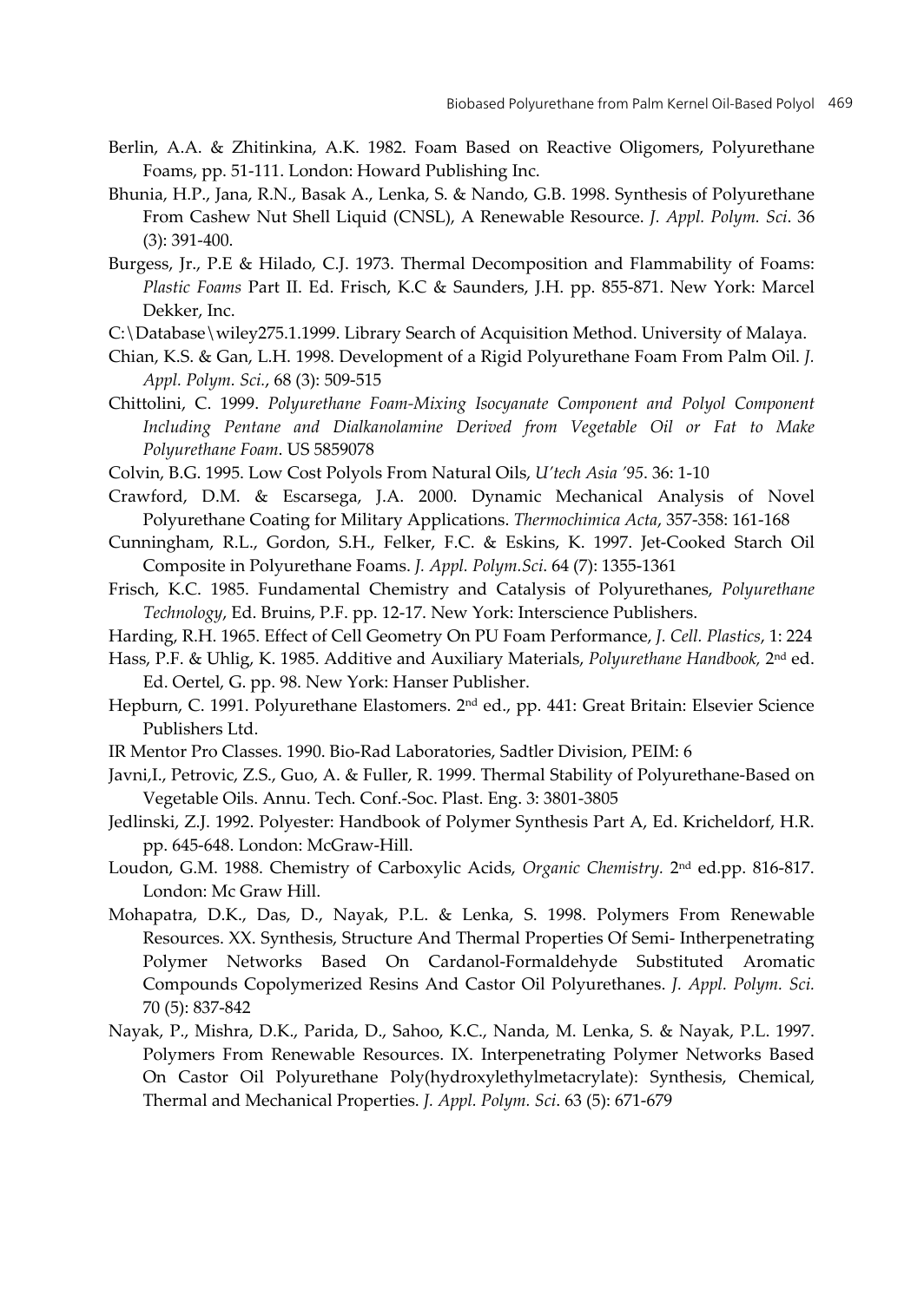Berlin, A.A. & Zhitinkina, A.K. 1982. Foam Based on Reactive Oligomers, Polyurethane Foams, pp. 51-111. London: Howard Publishing Inc.

Bhunia, H.P., Jana, R.N., Basak A., Lenka, S. & Nando, G.B. 1998. Synthesis of Polyurethane From Cashew Nut Shell Liquid (CNSL), A Renewable Resource. *J. Appl. Polym. Sci*. 36 (3): 391-400.

Burgess, Jr., P.E & Hilado, C.J. 1973. Thermal Decomposition and Flammability of Foams: *Plastic Foams* Part II. Ed. Frisch, K.C & Saunders, J.H. pp. 855-871. New York: Marcel Dekker, Inc.

C:\Database\wiley275.1.1999. Library Search of Acquisition Method. University of Malaya.

Chian, K.S. & Gan, L.H. 1998. Development of a Rigid Polyurethane Foam From Palm Oil. *J. Appl. Polym. Sci.*, 68 (3): 509-515

Chittolini, C. 1999. *Polyurethane Foam-Mixing Isocyanate Component and Polyol Component Including Pentane and Dialkanolamine Derived from Vegetable Oil or Fat to Make Polyurethane Foam*. US 5859078

Colvin, B.G. 1995. Low Cost Polyols From Natural Oils, *U'tech Asia '95*. 36: 1-10

Crawford, D.M. & Escarsega, J.A. 2000. Dynamic Mechanical Analysis of Novel Polyurethane Coating for Military Applications. *Thermochimica Acta*, 357-358: 161-168

Cunningham, R.L., Gordon, S.H., Felker, F.C. & Eskins, K. 1997. Jet-Cooked Starch Oil Composite in Polyurethane Foams. *J. Appl. Polym.Sci*. 64 (7): 1355-1361

Frisch, K.C. 1985. Fundamental Chemistry and Catalysis of Polyurethanes, *Polyurethane Technology*, Ed. Bruins, P.F. pp. 12-17. New York: Interscience Publishers.

Harding, R.H. 1965. Effect of Cell Geometry On PU Foam Performance, *J. Cell. Plastics*, 1: 224

Hass, P.F. & Uhlig, K. 1985. Additive and Auxiliary Materials, *Polyurethane Handbook*, 2nd ed. Ed. Oertel, G. pp. 98. New York: Hanser Publisher.

Hepburn, C. 1991. Polyurethane Elastomers. 2nd ed., pp. 441: Great Britain: Elsevier Science Publishers Ltd.

IR Mentor Pro Classes. 1990. Bio-Rad Laboratories, Sadtler Division, PEIM: 6

Javni,I., Petrovic, Z.S., Guo, A. & Fuller, R. 1999. Thermal Stability of Polyurethane-Based on Vegetable Oils. Annu. Tech. Conf.-Soc. Plast. Eng. 3: 3801-3805

Jedlinski, Z.J. 1992. Polyester: Handbook of Polymer Synthesis Part A, Ed. Kricheldorf, H.R. pp. 645-648. London: McGraw-Hill.

Loudon, G.M. 1988. Chemistry of Carboxylic Acids, *Organic Chemistry*. 2nd ed.pp. 816-817. London: Mc Graw Hill.

Mohapatra, D.K., Das, D., Nayak, P.L. & Lenka, S. 1998. Polymers From Renewable Resources. XX. Synthesis, Structure And Thermal Properties Of Semi- Intherpenetrating Polymer Networks Based On Cardanol-Formaldehyde Substituted Aromatic Compounds Copolymerized Resins And Castor Oil Polyurethanes. *J. Appl. Polym. Sci.* 70 (5): 837-842

Nayak, P., Mishra, D.K., Parida, D., Sahoo, K.C., Nanda, M. Lenka, S. & Nayak, P.L. 1997. Polymers From Renewable Resources. IX. Interpenetrating Polymer Networks Based On Castor Oil Polyurethane Poly(hydroxylethylmetacrylate): Synthesis, Chemical, Thermal and Mechanical Properties. *J. Appl. Polym. Sci*. 63 (5): 671-679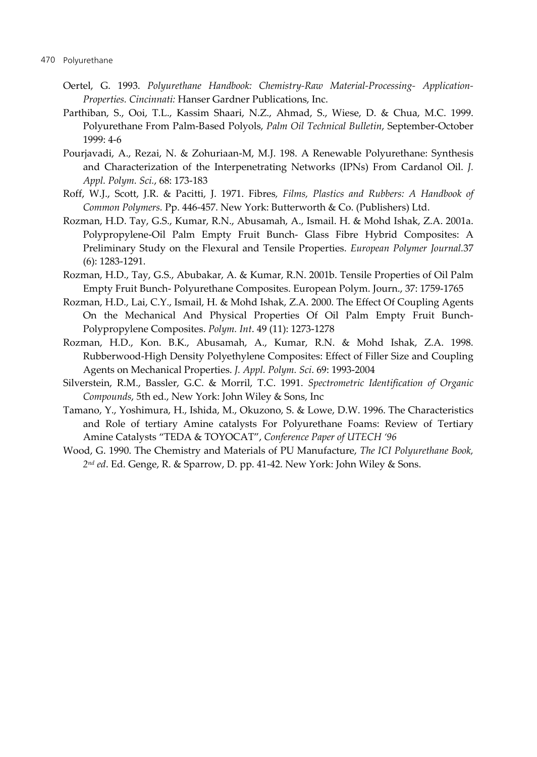Oertel, G. 1993. *Polyurethane Handbook: Chemistry-Raw Material-Processing- Application-Properties. Cincinnati:* Hanser Gardner Publications, Inc.

Parthiban, S., Ooi, T.L., Kassim Shaari, N.Z., Ahmad, S., Wiese, D. & Chua, M.C. 1999. Polyurethane From Palm-Based Polyols, *Palm Oil Technical Bulletin*, September-October 1999: 4-6

Pourjavadi, A., Rezai, N. & Zohuriaan-M, M.J. 198. A Renewable Polyurethane: Synthesis and Characterization of the Interpenetrating Networks (IPNs) From Cardanol Oil. *J. Appl. Polym. Sci.*, 68: 173-183

Roff, W.J., Scott, J.R. & Pacitti, J. 1971. Fibres, *Films, Plastics and Rubbers: A Handbook of Common Polymers.* Pp. 446-457. New York: Butterworth & Co. (Publishers) Ltd.

Rozman, H.D. Tay, G.S., Kumar, R.N., Abusamah, A., Ismail. H. & Mohd Ishak, Z.A. 2001a. Polypropylene-Oil Palm Empty Fruit Bunch- Glass Fibre Hybrid Composites: A Preliminary Study on the Flexural and Tensile Properties. *European Polymer Journal*.37 (6): 1283-1291.

Rozman, H.D., Tay, G.S., Abubakar, A. & Kumar, R.N. 2001b. Tensile Properties of Oil Palm Empty Fruit Bunch- Polyurethane Composites. European Polym. Journ., 37: 1759-1765

Rozman, H.D., Lai, C.Y., Ismail, H. & Mohd Ishak, Z.A. 2000. The Effect Of Coupling Agents On the Mechanical And Physical Properties Of Oil Palm Empty Fruit Bunch-Polypropylene Composites. *Polym. Int*. 49 (11): 1273-1278

Rozman, H.D., Kon. B.K., Abusamah, A., Kumar, R.N. & Mohd Ishak, Z.A. 1998. Rubberwood-High Density Polyethylene Composites: Effect of Filler Size and Coupling Agents on Mechanical Properties. *J. Appl. Polym. Sci*. 69: 1993-2004

Silverstein, R.M., Bassler, G.C. & Morril, T.C. 1991. *Spectrometric Identification of Organic Compounds*, 5th ed., New York: John Wiley & Sons, Inc

Tamano, Y., Yoshimura, H., Ishida, M., Okuzono, S. & Lowe, D.W. 1996. The Characteristics and Role of tertiary Amine catalysts For Polyurethane Foams: Review of Tertiary Amine Catalysts "TEDA & TOYOCAT", *Conference Paper of UTECH '96*

Wood, G. 1990. The Chemistry and Materials of PU Manufacture, *The ICI Polyurethane Book, 2nd ed*. Ed. Genge, R. & Sparrow, D. pp. 41-42. New York: John Wiley & Sons.